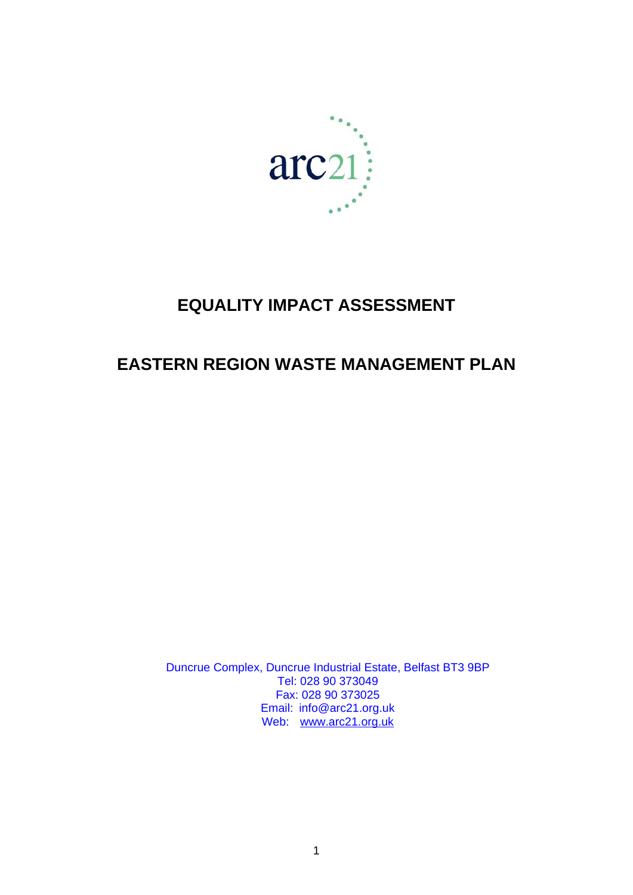arc21

# EQUALITY IMPACT ASSESSMENT

# EASTERN REGION WASTE MANAGEMENT PLAN

Duncrue Complex, Duncrue Industrial Estate, Belfast BT3 9BP
Tel: 028 90 373049
Fax: 028 90 373025
Email: info@arc21.org.uk
Web: www.arc21.org.uk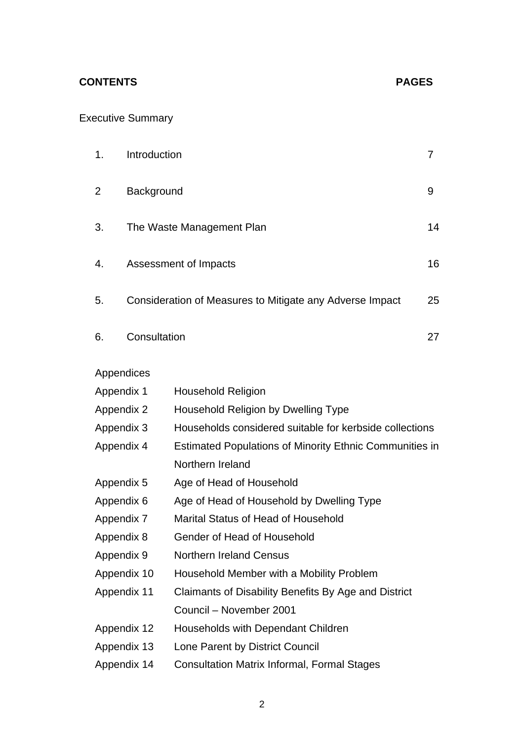**CONTENTS** **PAGES**

Executive Summary

| | | |
|---|---|---|
| 1. | Introduction | 7 |
| 2 | Background | 9 |
| 3. | The Waste Management Plan | 14 |
| 4. | Assessment of Impacts | 16 |
| 5. | Consideration of Measures to Mitigate any Adverse Impact | 25 |
| 6. | Consultation | 27 |

Appendices

| | |
|---|---|
| Appendix 1 | Household Religion |
| Appendix 2 | Household Religion by Dwelling Type |
| Appendix 3 | Households considered suitable for kerbside collections |
| Appendix 4 | Estimated Populations of Minority Ethnic Communities in Northern Ireland |
| Appendix 5 | Age of Head of Household |
| Appendix 6 | Age of Head of Household by Dwelling Type |
| Appendix 7 | Marital Status of Head of Household |
| Appendix 8 | Gender of Head of Household |
| Appendix 9 | Northern Ireland Census |
| Appendix 10 | Household Member with a Mobility Problem |
| Appendix 11 | Claimants of Disability Benefits By Age and District Council – November 2001 |
| Appendix 12 | Households with Dependant Children |
| Appendix 13 | Lone Parent by District Council |
| Appendix 14 | Consultation Matrix Informal, Formal Stages |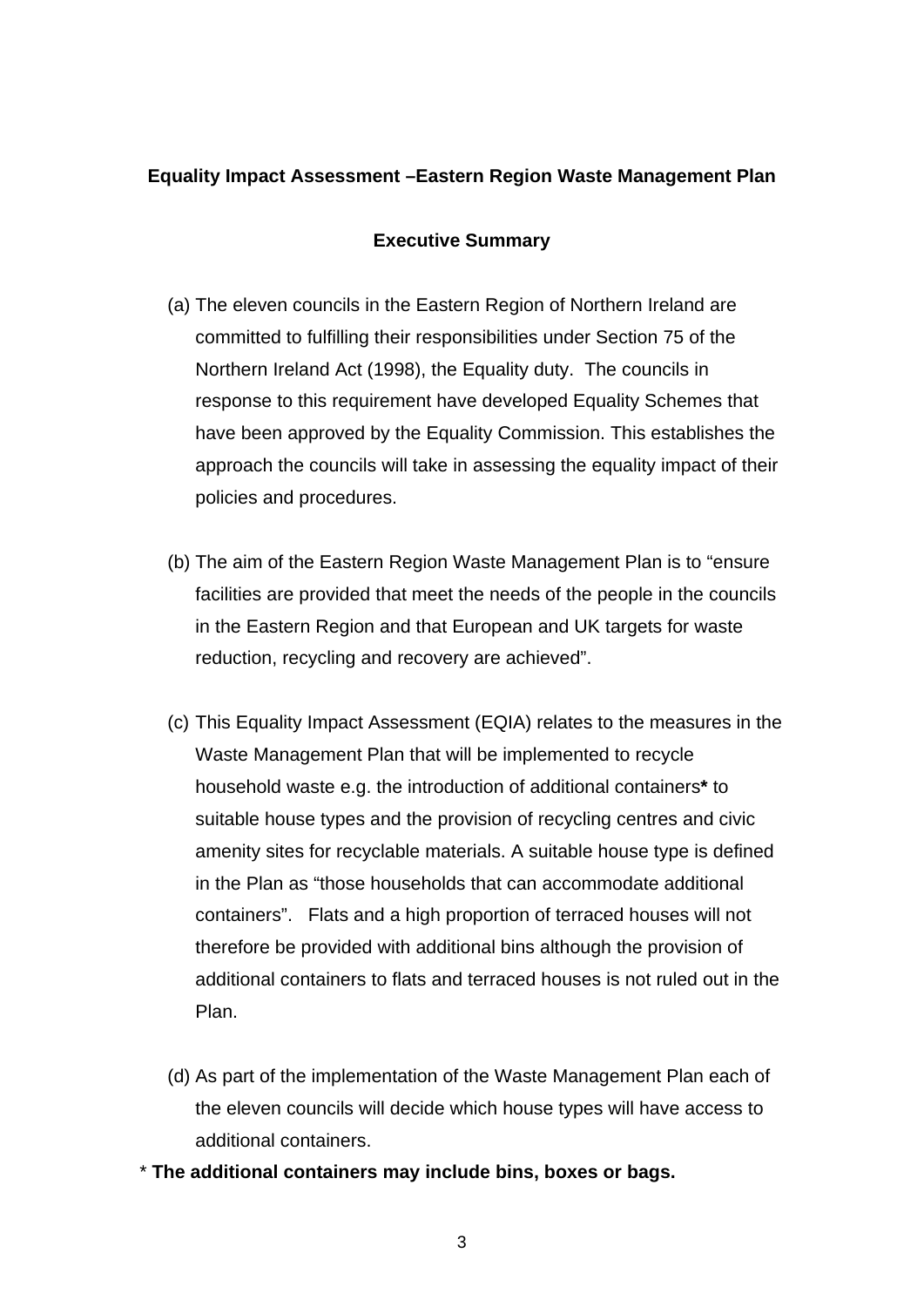**Equality Impact Assessment –Eastern Region Waste Management Plan**

**Executive Summary**

(a) The eleven councils in the Eastern Region of Northern Ireland are committed to fulfilling their responsibilities under Section 75 of the Northern Ireland Act (1998), the Equality duty. The councils in response to this requirement have developed Equality Schemes that have been approved by the Equality Commission. This establishes the approach the councils will take in assessing the equality impact of their policies and procedures.

(b) The aim of the Eastern Region Waste Management Plan is to "ensure facilities are provided that meet the needs of the people in the councils in the Eastern Region and that European and UK targets for waste reduction, recycling and recovery are achieved".

(c) This Equality Impact Assessment (EQIA) relates to the measures in the Waste Management Plan that will be implemented to recycle household waste e.g. the introduction of additional containers**\*** to suitable house types and the provision of recycling centres and civic amenity sites for recyclable materials. A suitable house type is defined in the Plan as "those households that can accommodate additional containers". Flats and a high proportion of terraced houses will not therefore be provided with additional bins although the provision of additional containers to flats and terraced houses is not ruled out in the Plan.

(d) As part of the implementation of the Waste Management Plan each of the eleven councils will decide which house types will have access to additional containers.

\* **The additional containers may include bins, boxes or bags.**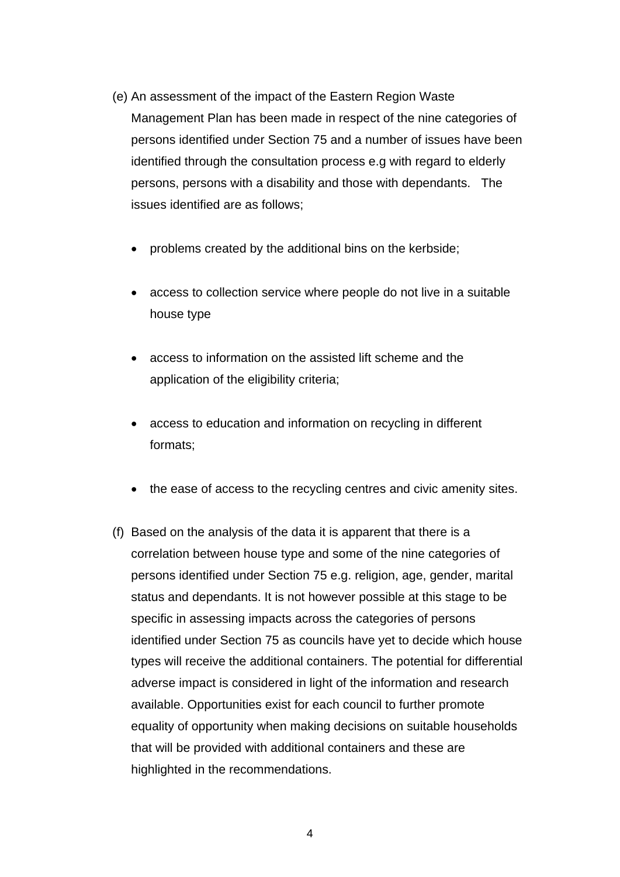(e) An assessment of the impact of the Eastern Region Waste Management Plan has been made in respect of the nine categories of persons identified under Section 75 and a number of issues have been identified through the consultation process e.g with regard to elderly persons, persons with a disability and those with dependants. The issues identified are as follows;

- problems created by the additional bins on the kerbside;
- access to collection service where people do not live in a suitable house type
- access to information on the assisted lift scheme and the application of the eligibility criteria;
- access to education and information on recycling in different formats;
- the ease of access to the recycling centres and civic amenity sites.

(f) Based on the analysis of the data it is apparent that there is a correlation between house type and some of the nine categories of persons identified under Section 75 e.g. religion, age, gender, marital status and dependants. It is not however possible at this stage to be specific in assessing impacts across the categories of persons identified under Section 75 as councils have yet to decide which house types will receive the additional containers. The potential for differential adverse impact is considered in light of the information and research available. Opportunities exist for each council to further promote equality of opportunity when making decisions on suitable households that will be provided with additional containers and these are highlighted in the recommendations.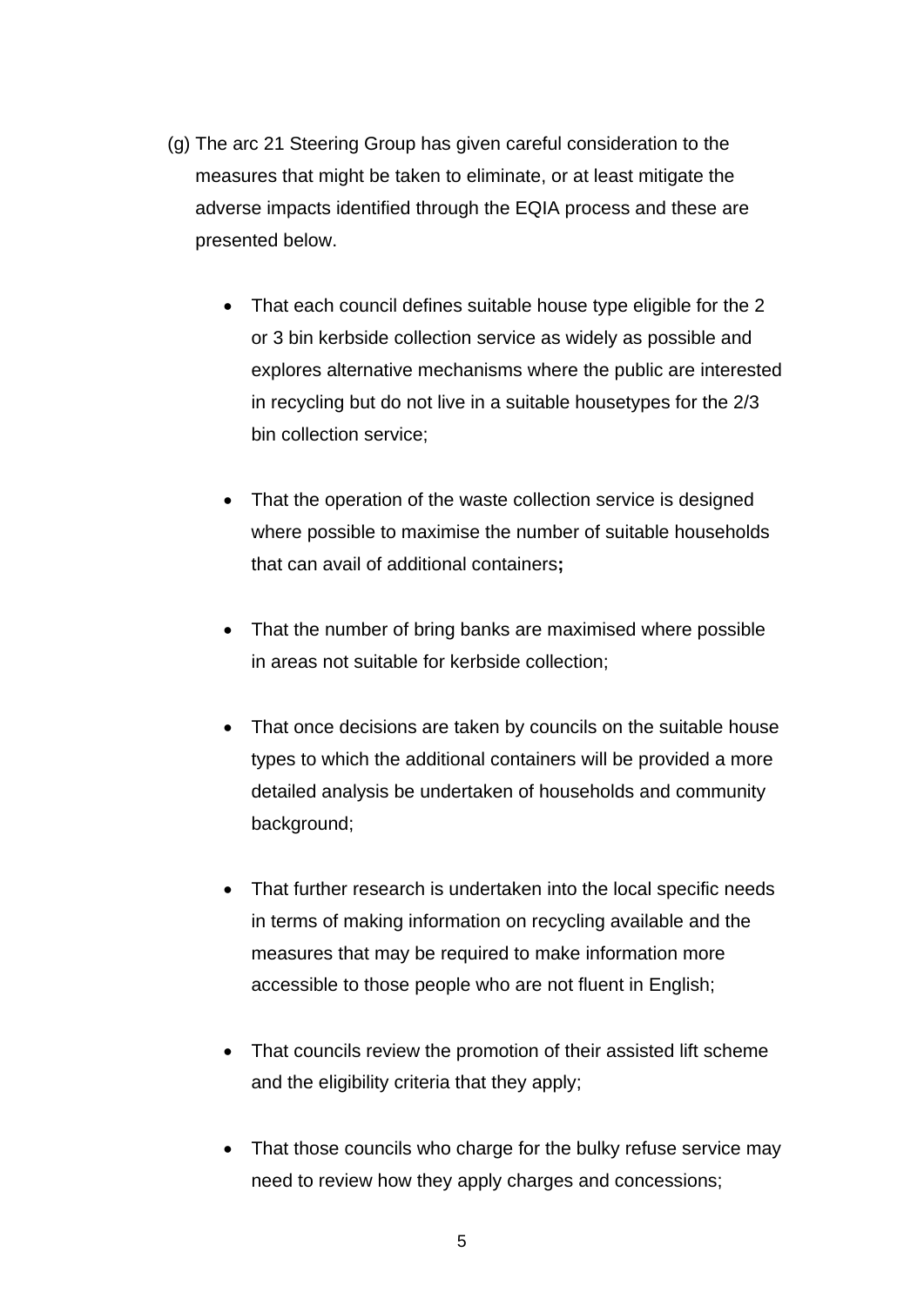(g) The arc 21 Steering Group has given careful consideration to the measures that might be taken to eliminate, or at least mitigate the adverse impacts identified through the EQIA process and these are presented below.

- That each council defines suitable house type eligible for the 2 or 3 bin kerbside collection service as widely as possible and explores alternative mechanisms where the public are interested in recycling but do not live in a suitable housetypes for the 2/3 bin collection service;

- That the operation of the waste collection service is designed where possible to maximise the number of suitable households that can avail of additional containers**;**

- That the number of bring banks are maximised where possible in areas not suitable for kerbside collection;

- That once decisions are taken by councils on the suitable house types to which the additional containers will be provided a more detailed analysis be undertaken of households and community background;

- That further research is undertaken into the local specific needs in terms of making information on recycling available and the measures that may be required to make information more accessible to those people who are not fluent in English;

- That councils review the promotion of their assisted lift scheme and the eligibility criteria that they apply;

- That those councils who charge for the bulky refuse service may need to review how they apply charges and concessions;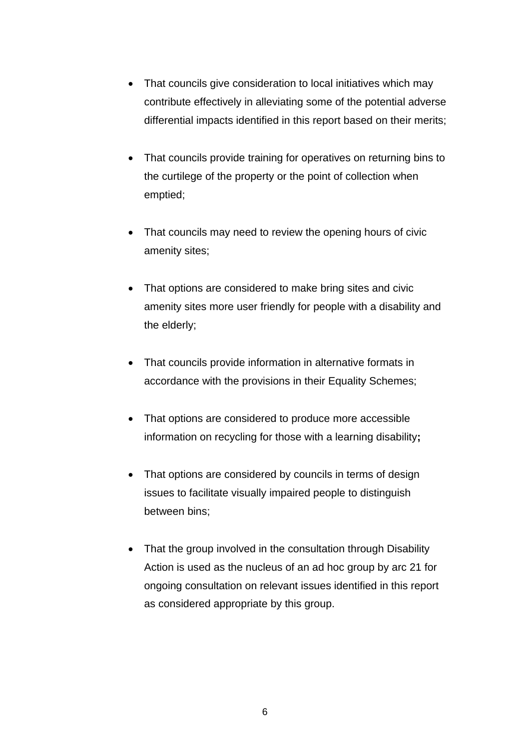- That councils give consideration to local initiatives which may contribute effectively in alleviating some of the potential adverse differential impacts identified in this report based on their merits;

- That councils provide training for operatives on returning bins to the curtilege of the property or the point of collection when emptied;

- That councils may need to review the opening hours of civic amenity sites;

- That options are considered to make bring sites and civic amenity sites more user friendly for people with a disability and the elderly;

- That councils provide information in alternative formats in accordance with the provisions in their Equality Schemes;

- That options are considered to produce more accessible information on recycling for those with a learning disability**;**

- That options are considered by councils in terms of design issues to facilitate visually impaired people to distinguish between bins;

- That the group involved in the consultation through Disability Action is used as the nucleus of an ad hoc group by arc 21 for ongoing consultation on relevant issues identified in this report as considered appropriate by this group.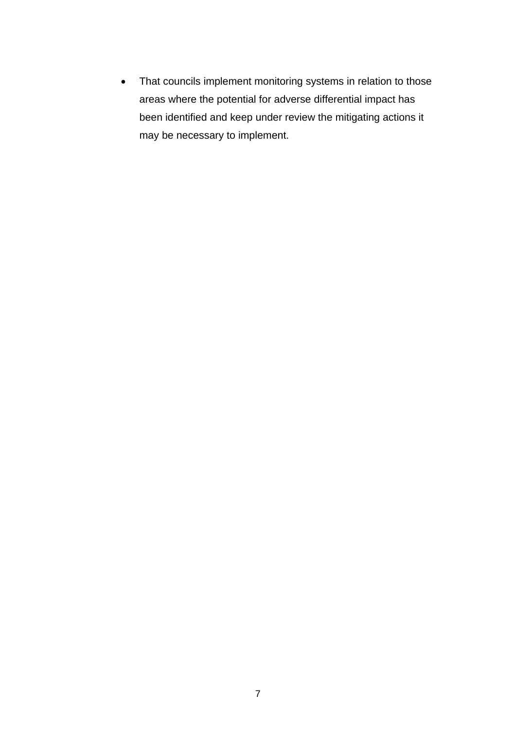- That councils implement monitoring systems in relation to those areas where the potential for adverse differential impact has been identified and keep under review the mitigating actions it may be necessary to implement.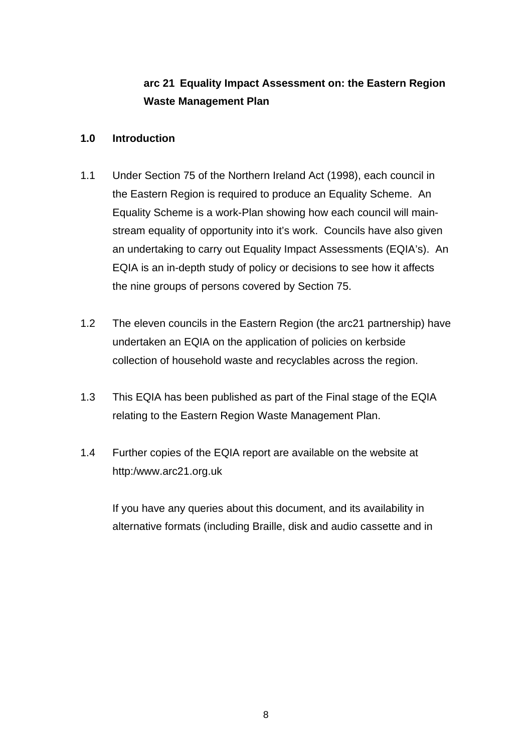**arc 21 Equality Impact Assessment on: the Eastern Region Waste Management Plan**

**1.0 Introduction**

1.1 Under Section 75 of the Northern Ireland Act (1998), each council in the Eastern Region is required to produce an Equality Scheme. An Equality Scheme is a work-Plan showing how each council will main-stream equality of opportunity into it's work. Councils have also given an undertaking to carry out Equality Impact Assessments (EQIA's). An EQIA is an in-depth study of policy or decisions to see how it affects the nine groups of persons covered by Section 75.

1.2 The eleven councils in the Eastern Region (the arc21 partnership) have undertaken an EQIA on the application of policies on kerbside collection of household waste and recyclables across the region.

1.3 This EQIA has been published as part of the Final stage of the EQIA relating to the Eastern Region Waste Management Plan.

1.4 Further copies of the EQIA report are available on the website at http:/www.arc21.org.uk

If you have any queries about this document, and its availability in alternative formats (including Braille, disk and audio cassette and in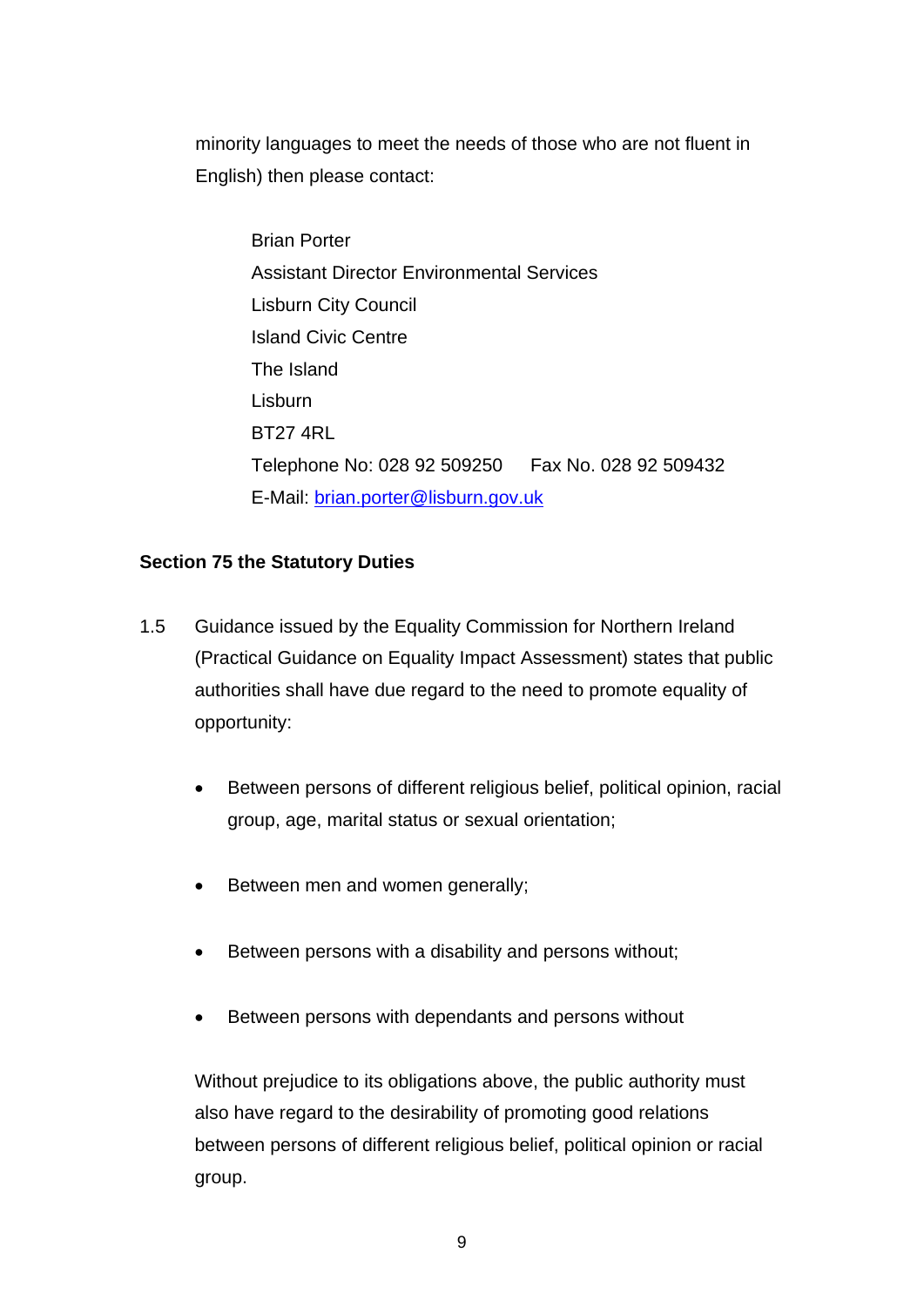minority languages to meet the needs of those who are not fluent in English) then please contact:

Brian Porter
Assistant Director Environmental Services
Lisburn City Council
Island Civic Centre
The Island
Lisburn
BT27 4RL
Telephone No: 028 92 509250 Fax No. 028 92 509432
E-Mail: brian.porter@lisburn.gov.uk

**Section 75 the Statutory Duties**

1.5 Guidance issued by the Equality Commission for Northern Ireland (Practical Guidance on Equality Impact Assessment) states that public authorities shall have due regard to the need to promote equality of opportunity:

- Between persons of different religious belief, political opinion, racial group, age, marital status or sexual orientation;
- Between men and women generally;
- Between persons with a disability and persons without;
- Between persons with dependants and persons without

Without prejudice to its obligations above, the public authority must also have regard to the desirability of promoting good relations between persons of different religious belief, political opinion or racial group.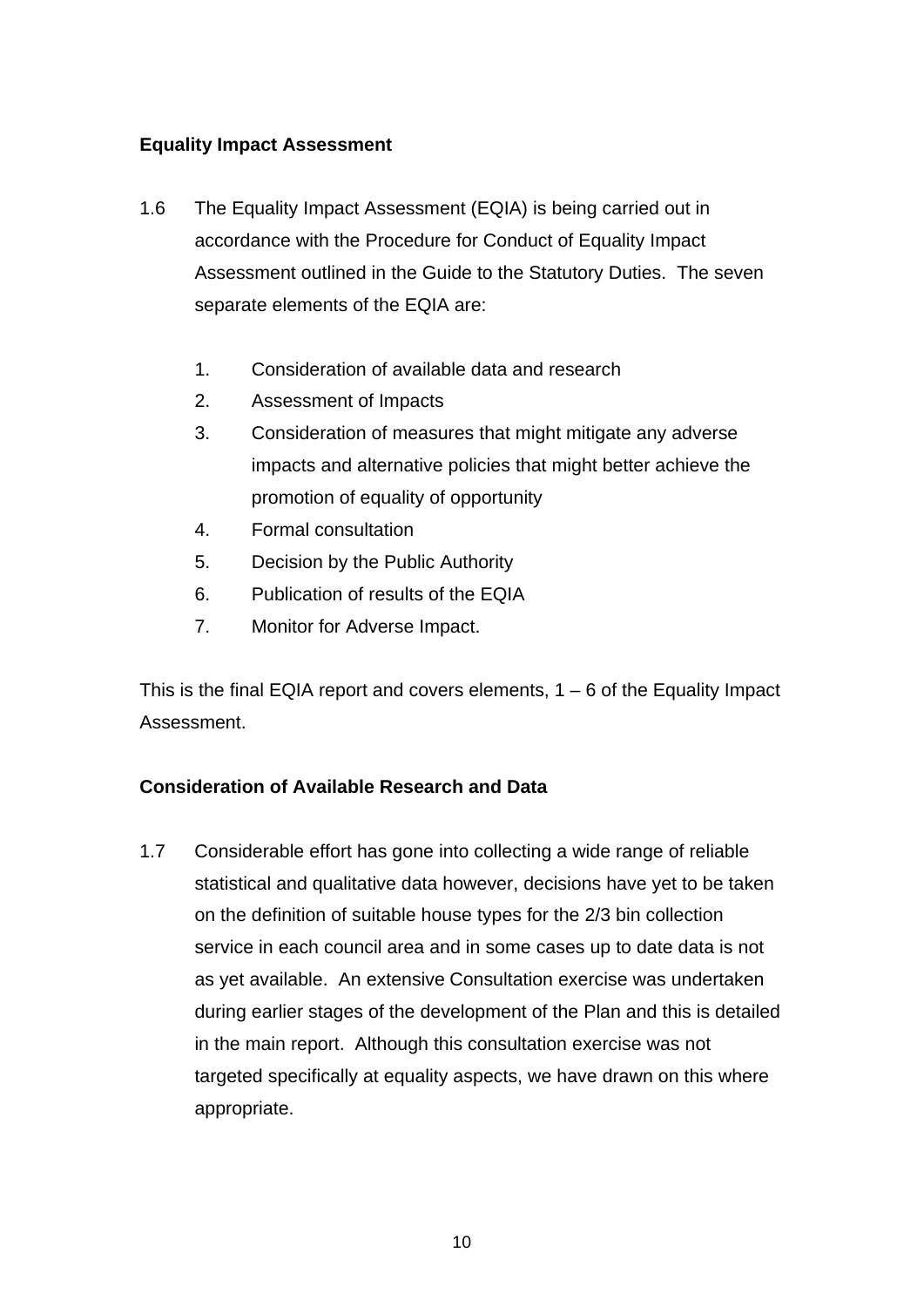**Equality Impact Assessment**

1.6 The Equality Impact Assessment (EQIA) is being carried out in accordance with the Procedure for Conduct of Equality Impact Assessment outlined in the Guide to the Statutory Duties. The seven separate elements of the EQIA are:

   1. Consideration of available data and research
   2. Assessment of Impacts
   3. Consideration of measures that might mitigate any adverse impacts and alternative policies that might better achieve the promotion of equality of opportunity
   4. Formal consultation
   5. Decision by the Public Authority
   6. Publication of results of the EQIA
   7. Monitor for Adverse Impact.

This is the final EQIA report and covers elements, 1 – 6 of the Equality Impact Assessment.

**Consideration of Available Research and Data**

1.7 Considerable effort has gone into collecting a wide range of reliable statistical and qualitative data however, decisions have yet to be taken on the definition of suitable house types for the 2/3 bin collection service in each council area and in some cases up to date data is not as yet available. An extensive Consultation exercise was undertaken during earlier stages of the development of the Plan and this is detailed in the main report. Although this consultation exercise was not targeted specifically at equality aspects, we have drawn on this where appropriate.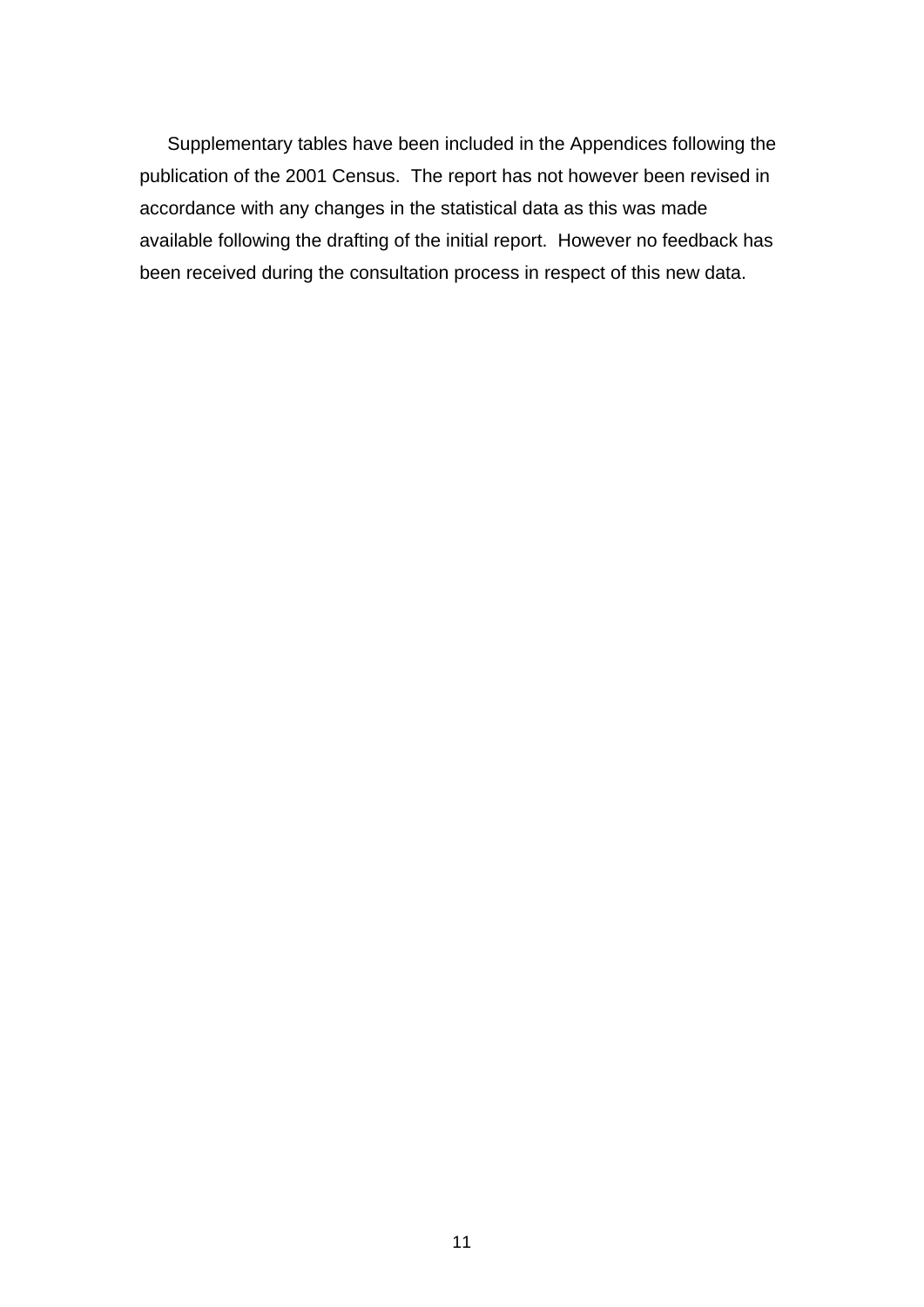Supplementary tables have been included in the Appendices following the publication of the 2001 Census. The report has not however been revised in accordance with any changes in the statistical data as this was made available following the drafting of the initial report. However no feedback has been received during the consultation process in respect of this new data.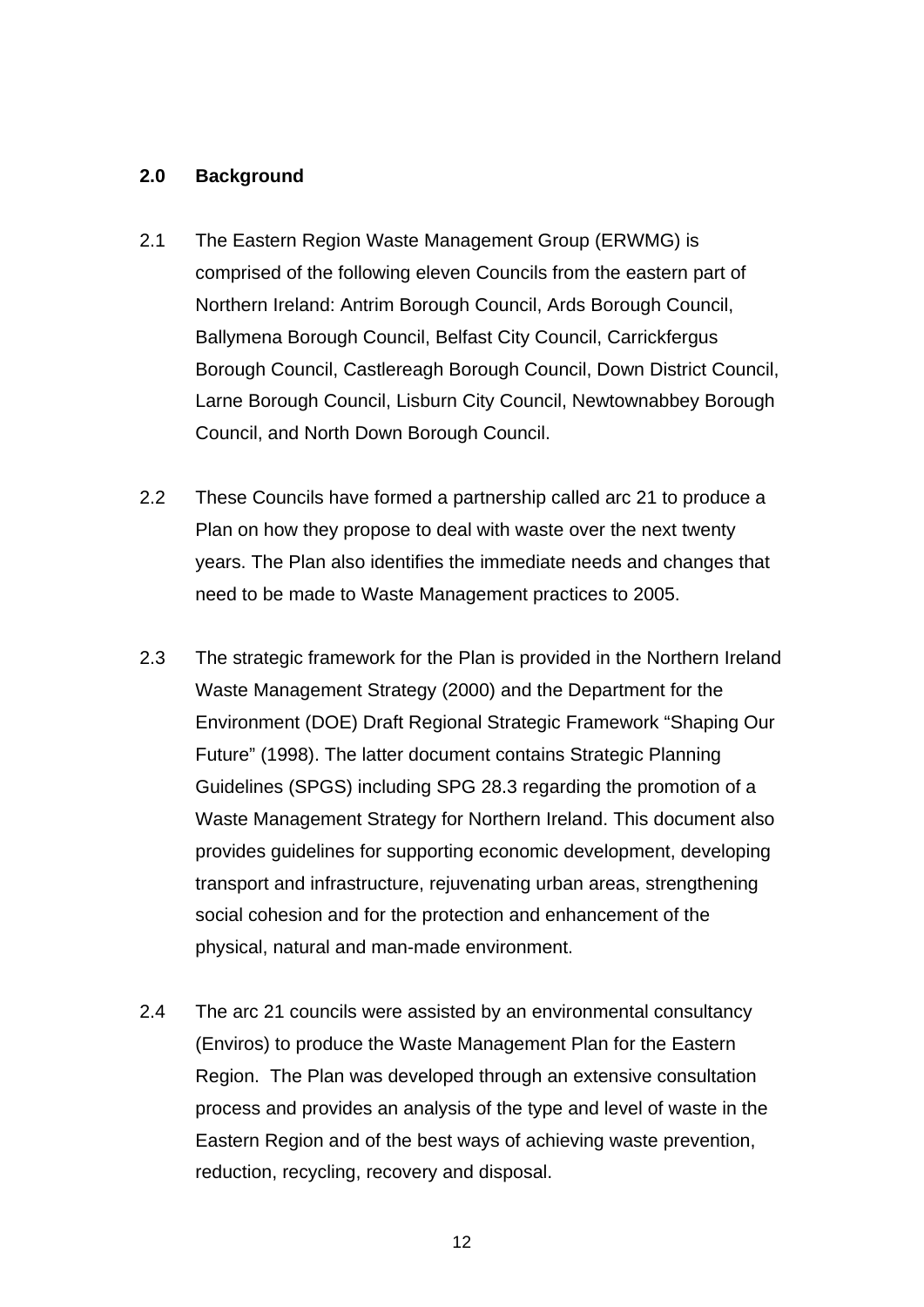## 2.0 Background

2.1 The Eastern Region Waste Management Group (ERWMG) is comprised of the following eleven Councils from the eastern part of Northern Ireland: Antrim Borough Council, Ards Borough Council, Ballymena Borough Council, Belfast City Council, Carrickfergus Borough Council, Castlereagh Borough Council, Down District Council, Larne Borough Council, Lisburn City Council, Newtownabbey Borough Council, and North Down Borough Council.

2.2 These Councils have formed a partnership called arc 21 to produce a Plan on how they propose to deal with waste over the next twenty years. The Plan also identifies the immediate needs and changes that need to be made to Waste Management practices to 2005.

2.3 The strategic framework for the Plan is provided in the Northern Ireland Waste Management Strategy (2000) and the Department for the Environment (DOE) Draft Regional Strategic Framework "Shaping Our Future" (1998). The latter document contains Strategic Planning Guidelines (SPGS) including SPG 28.3 regarding the promotion of a Waste Management Strategy for Northern Ireland. This document also provides guidelines for supporting economic development, developing transport and infrastructure, rejuvenating urban areas, strengthening social cohesion and for the protection and enhancement of the physical, natural and man-made environment.

2.4 The arc 21 councils were assisted by an environmental consultancy (Enviros) to produce the Waste Management Plan for the Eastern Region. The Plan was developed through an extensive consultation process and provides an analysis of the type and level of waste in the Eastern Region and of the best ways of achieving waste prevention, reduction, recycling, recovery and disposal.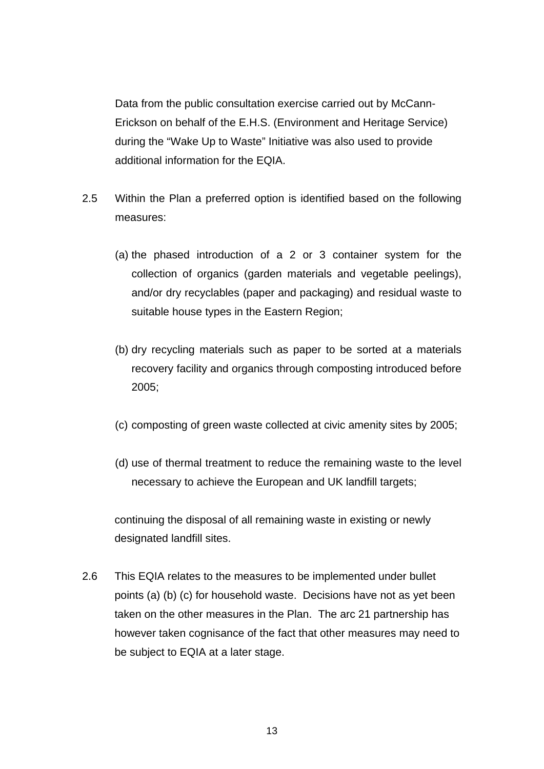Data from the public consultation exercise carried out by McCann-Erickson on behalf of the E.H.S. (Environment and Heritage Service) during the "Wake Up to Waste" Initiative was also used to provide additional information for the EQIA.

2.5 Within the Plan a preferred option is identified based on the following measures:

(a) the phased introduction of a 2 or 3 container system for the collection of organics (garden materials and vegetable peelings), and/or dry recyclables (paper and packaging) and residual waste to suitable house types in the Eastern Region;

(b) dry recycling materials such as paper to be sorted at a materials recovery facility and organics through composting introduced before 2005;

(c) composting of green waste collected at civic amenity sites by 2005;

(d) use of thermal treatment to reduce the remaining waste to the level necessary to achieve the European and UK landfill targets;

continuing the disposal of all remaining waste in existing or newly designated landfill sites.

2.6 This EQIA relates to the measures to be implemented under bullet points (a) (b) (c) for household waste. Decisions have not as yet been taken on the other measures in the Plan. The arc 21 partnership has however taken cognisance of the fact that other measures may need to be subject to EQIA at a later stage.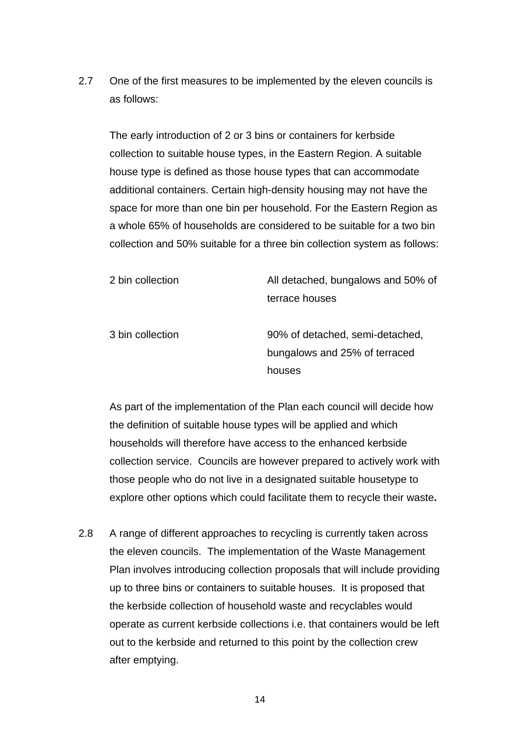2.7 One of the first measures to be implemented by the eleven councils is as follows:

The early introduction of 2 or 3 bins or containers for kerbside collection to suitable house types, in the Eastern Region. A suitable house type is defined as those house types that can accommodate additional containers. Certain high-density housing may not have the space for more than one bin per household. For the Eastern Region as a whole 65% of households are considered to be suitable for a two bin collection and 50% suitable for a three bin collection system as follows:

| | |
|---|---|
| 2 bin collection | All detached, bungalows and 50% of terrace houses |
| 3 bin collection | 90% of detached, semi-detached, bungalows and 25% of terraced houses |

As part of the implementation of the Plan each council will decide how the definition of suitable house types will be applied and which households will therefore have access to the enhanced kerbside collection service. Councils are however prepared to actively work with those people who do not live in a designated suitable housetype to explore other options which could facilitate them to recycle their waste**.**

2.8 A range of different approaches to recycling is currently taken across the eleven councils. The implementation of the Waste Management Plan involves introducing collection proposals that will include providing up to three bins or containers to suitable houses. It is proposed that the kerbside collection of household waste and recyclables would operate as current kerbside collections i.e. that containers would be left out to the kerbside and returned to this point by the collection crew after emptying.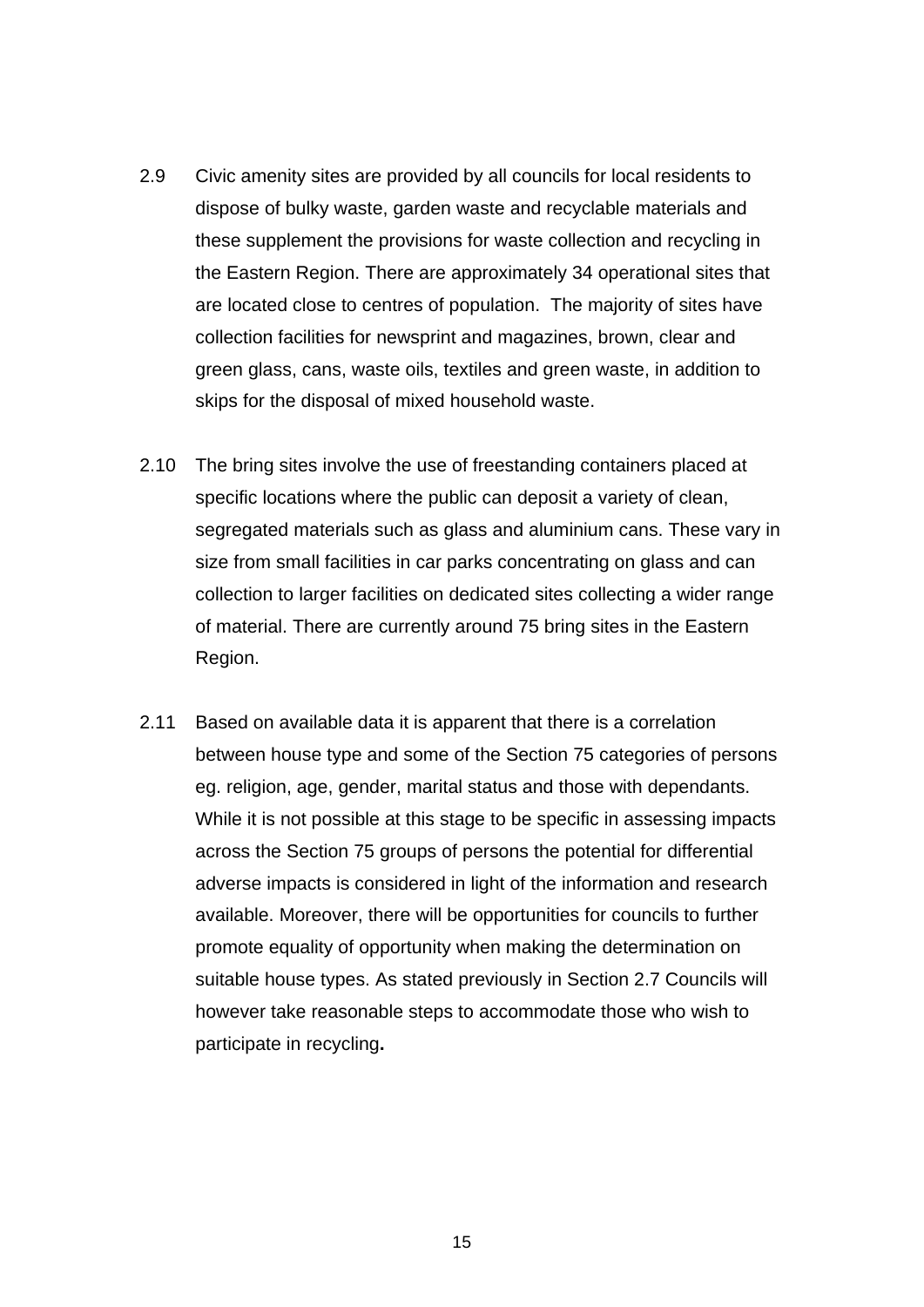2.9 Civic amenity sites are provided by all councils for local residents to dispose of bulky waste, garden waste and recyclable materials and these supplement the provisions for waste collection and recycling in the Eastern Region. There are approximately 34 operational sites that are located close to centres of population. The majority of sites have collection facilities for newsprint and magazines, brown, clear and green glass, cans, waste oils, textiles and green waste, in addition to skips for the disposal of mixed household waste.

2.10 The bring sites involve the use of freestanding containers placed at specific locations where the public can deposit a variety of clean, segregated materials such as glass and aluminium cans. These vary in size from small facilities in car parks concentrating on glass and can collection to larger facilities on dedicated sites collecting a wider range of material. There are currently around 75 bring sites in the Eastern Region.

2.11 Based on available data it is apparent that there is a correlation between house type and some of the Section 75 categories of persons eg. religion, age, gender, marital status and those with dependants. While it is not possible at this stage to be specific in assessing impacts across the Section 75 groups of persons the potential for differential adverse impacts is considered in light of the information and research available. Moreover, there will be opportunities for councils to further promote equality of opportunity when making the determination on suitable house types. As stated previously in Section 2.7 Councils will however take reasonable steps to accommodate those who wish to participate in recycling.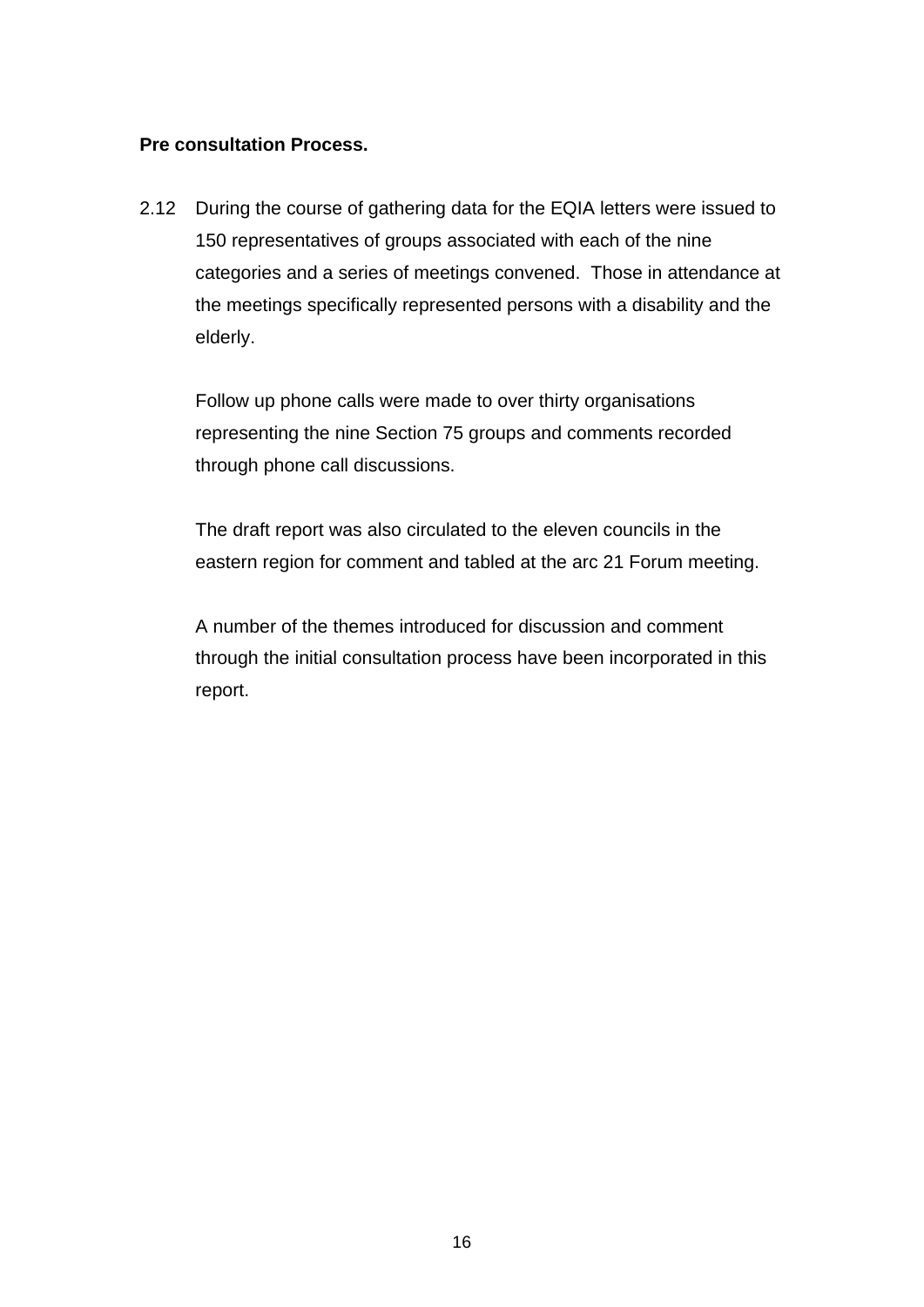**Pre consultation Process.**

2.12 During the course of gathering data for the EQIA letters were issued to 150 representatives of groups associated with each of the nine categories and a series of meetings convened. Those in attendance at the meetings specifically represented persons with a disability and the elderly.

Follow up phone calls were made to over thirty organisations representing the nine Section 75 groups and comments recorded through phone call discussions.

The draft report was also circulated to the eleven councils in the eastern region for comment and tabled at the arc 21 Forum meeting.

A number of the themes introduced for discussion and comment through the initial consultation process have been incorporated in this report.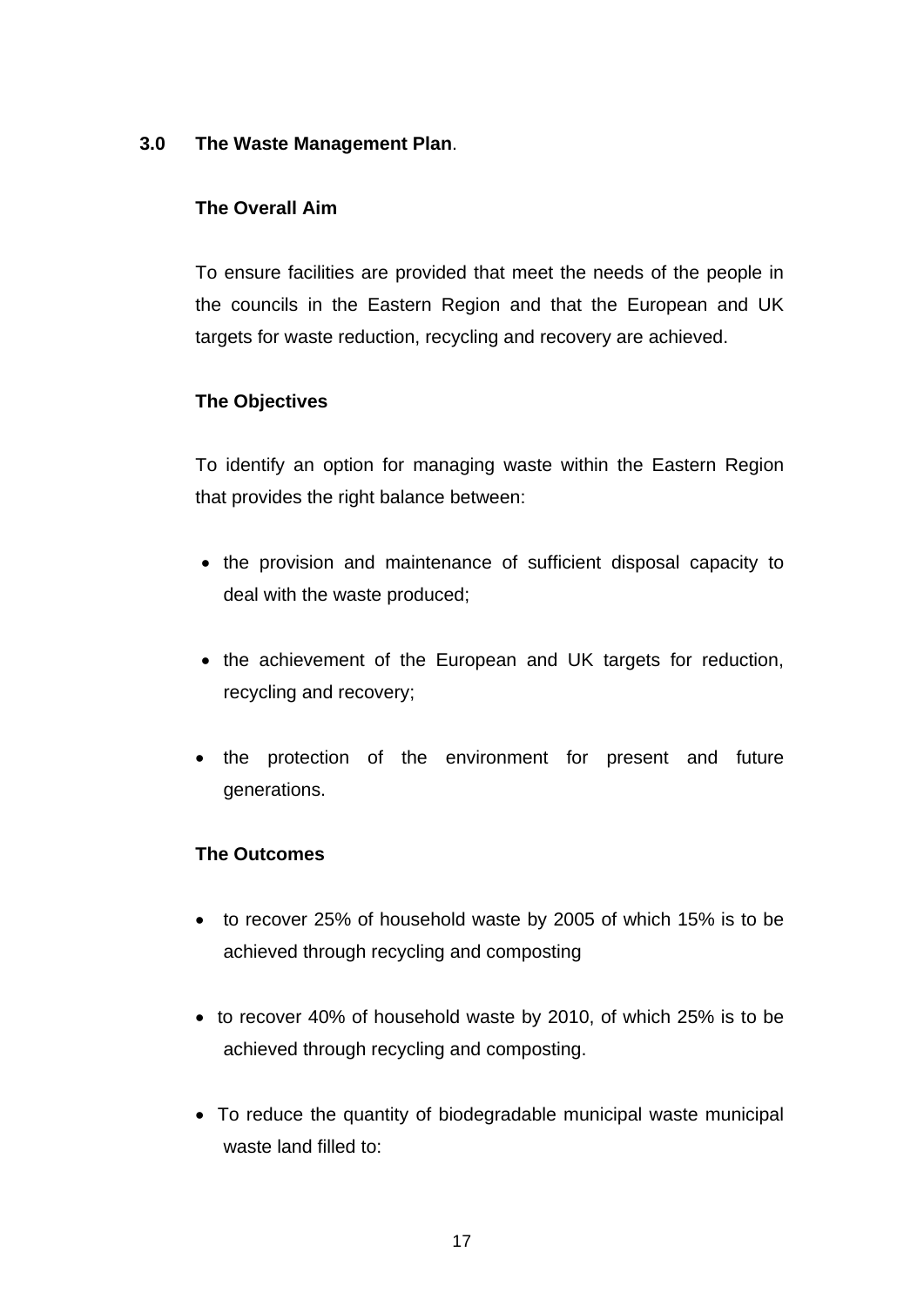## 3.0 The Waste Management Plan.

### The Overall Aim

To ensure facilities are provided that meet the needs of the people in the councils in the Eastern Region and that the European and UK targets for waste reduction, recycling and recovery are achieved.

### The Objectives

To identify an option for managing waste within the Eastern Region that provides the right balance between:

- the provision and maintenance of sufficient disposal capacity to deal with the waste produced;
- the achievement of the European and UK targets for reduction, recycling and recovery;
- the protection of the environment for present and future generations.

### The Outcomes

- to recover 25% of household waste by 2005 of which 15% is to be achieved through recycling and composting
- to recover 40% of household waste by 2010, of which 25% is to be achieved through recycling and composting.
- To reduce the quantity of biodegradable municipal waste municipal waste land filled to: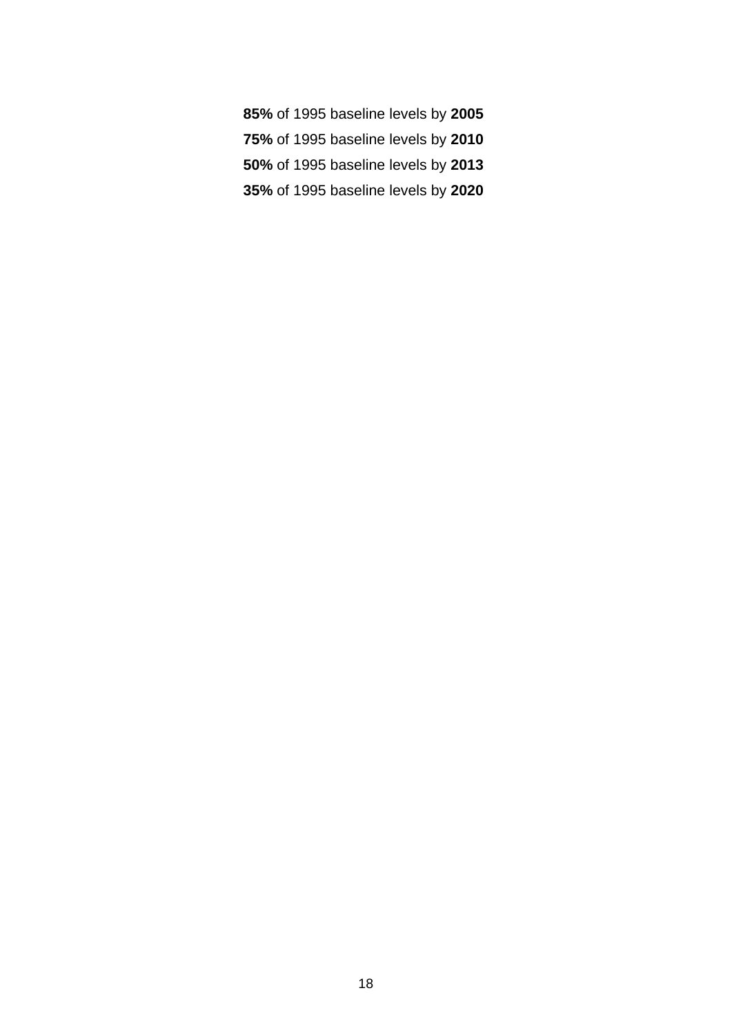**85%** of 1995 baseline levels by **2005**
**75%** of 1995 baseline levels by **2010**
**50%** of 1995 baseline levels by **2013**
**35%** of 1995 baseline levels by **2020**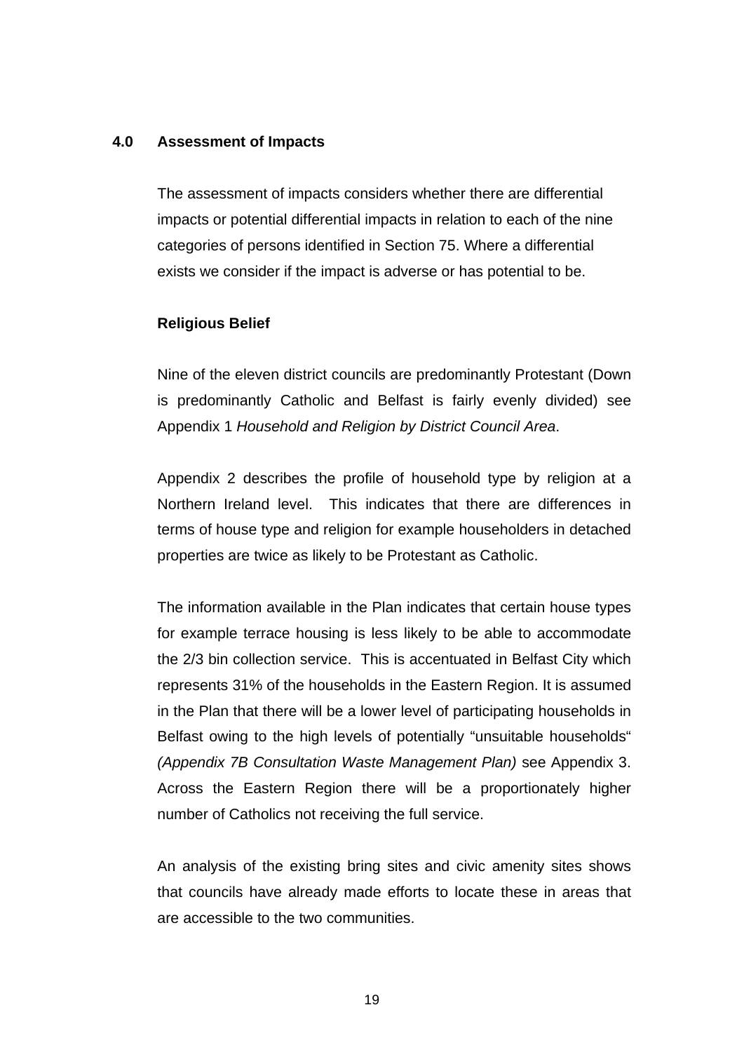## 4.0 Assessment of Impacts

The assessment of impacts considers whether there are differential impacts or potential differential impacts in relation to each of the nine categories of persons identified in Section 75. Where a differential exists we consider if the impact is adverse or has potential to be.

**Religious Belief**

Nine of the eleven district councils are predominantly Protestant (Down is predominantly Catholic and Belfast is fairly evenly divided) see Appendix 1 *Household and Religion by District Council Area*.

Appendix 2 describes the profile of household type by religion at a Northern Ireland level. This indicates that there are differences in terms of house type and religion for example householders in detached properties are twice as likely to be Protestant as Catholic.

The information available in the Plan indicates that certain house types for example terrace housing is less likely to be able to accommodate the 2/3 bin collection service. This is accentuated in Belfast City which represents 31% of the households in the Eastern Region. It is assumed in the Plan that there will be a lower level of participating households in Belfast owing to the high levels of potentially "unsuitable households" *(Appendix 7B Consultation Waste Management Plan)* see Appendix 3. Across the Eastern Region there will be a proportionately higher number of Catholics not receiving the full service.

An analysis of the existing bring sites and civic amenity sites shows that councils have already made efforts to locate these in areas that are accessible to the two communities.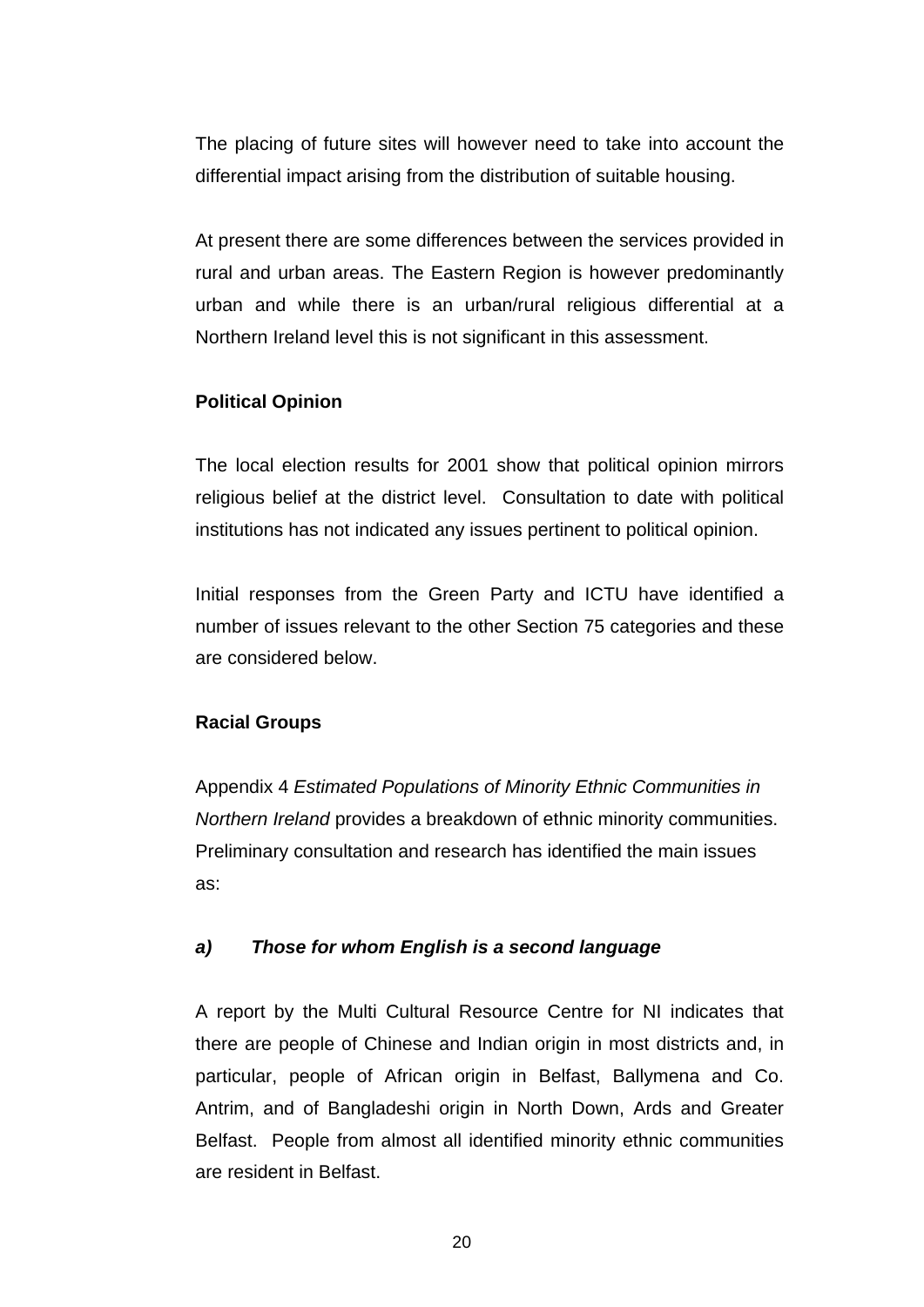The placing of future sites will however need to take into account the differential impact arising from the distribution of suitable housing.

At present there are some differences between the services provided in rural and urban areas. The Eastern Region is however predominantly urban and while there is an urban/rural religious differential at a Northern Ireland level this is not significant in this assessment.

**Political Opinion**

The local election results for 2001 show that political opinion mirrors religious belief at the district level. Consultation to date with political institutions has not indicated any issues pertinent to political opinion.

Initial responses from the Green Party and ICTU have identified a number of issues relevant to the other Section 75 categories and these are considered below.

**Racial Groups**

Appendix 4 *Estimated Populations of Minority Ethnic Communities in Northern Ireland* provides a breakdown of ethnic minority communities. Preliminary consultation and research has identified the main issues as:

***a) Those for whom English is a second language***

A report by the Multi Cultural Resource Centre for NI indicates that there are people of Chinese and Indian origin in most districts and, in particular, people of African origin in Belfast, Ballymena and Co. Antrim, and of Bangladeshi origin in North Down, Ards and Greater Belfast. People from almost all identified minority ethnic communities are resident in Belfast.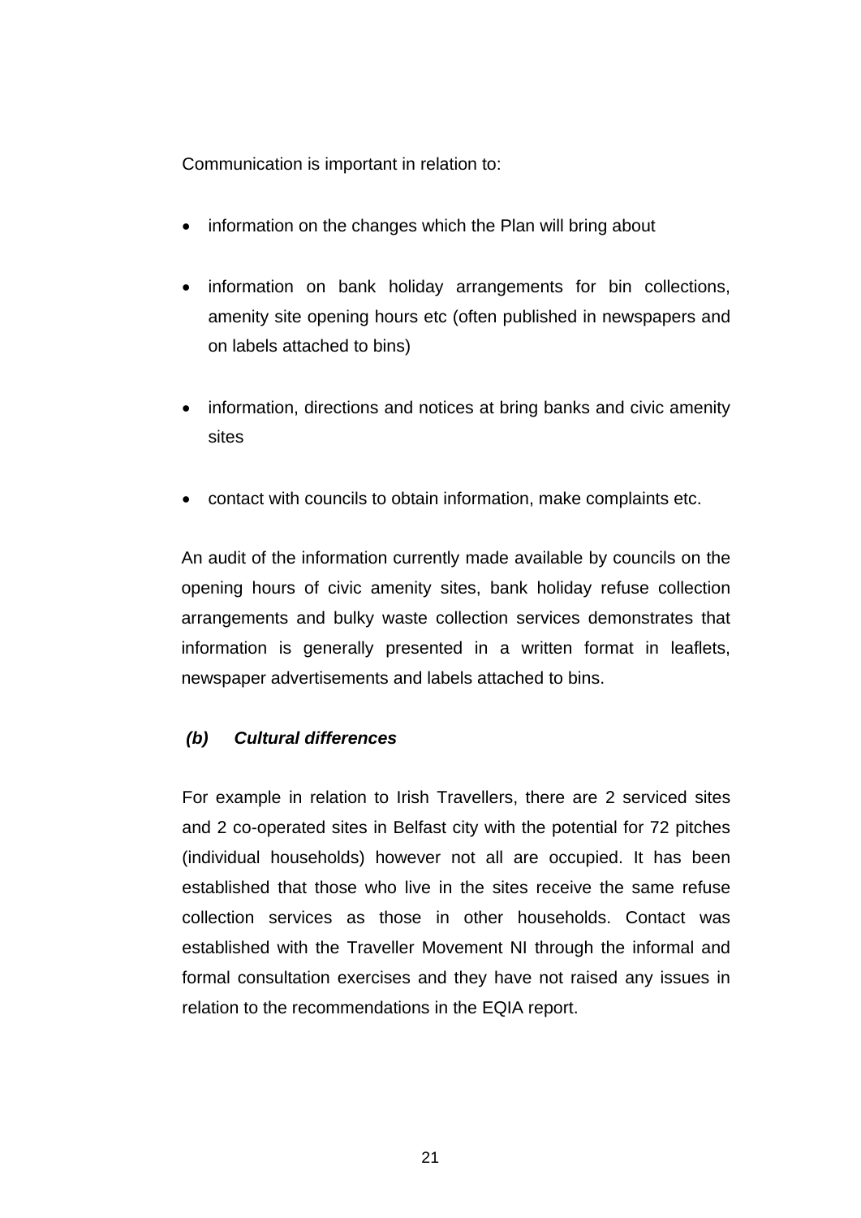Communication is important in relation to:

- information on the changes which the Plan will bring about
- information on bank holiday arrangements for bin collections, amenity site opening hours etc (often published in newspapers and on labels attached to bins)
- information, directions and notices at bring banks and civic amenity sites
- contact with councils to obtain information, make complaints etc.

An audit of the information currently made available by councils on the opening hours of civic amenity sites, bank holiday refuse collection arrangements and bulky waste collection services demonstrates that information is generally presented in a written format in leaflets, newspaper advertisements and labels attached to bins.

***(b) Cultural differences***

For example in relation to Irish Travellers, there are 2 serviced sites and 2 co-operated sites in Belfast city with the potential for 72 pitches (individual households) however not all are occupied. It has been established that those who live in the sites receive the same refuse collection services as those in other households. Contact was established with the Traveller Movement NI through the informal and formal consultation exercises and they have not raised any issues in relation to the recommendations in the EQIA report.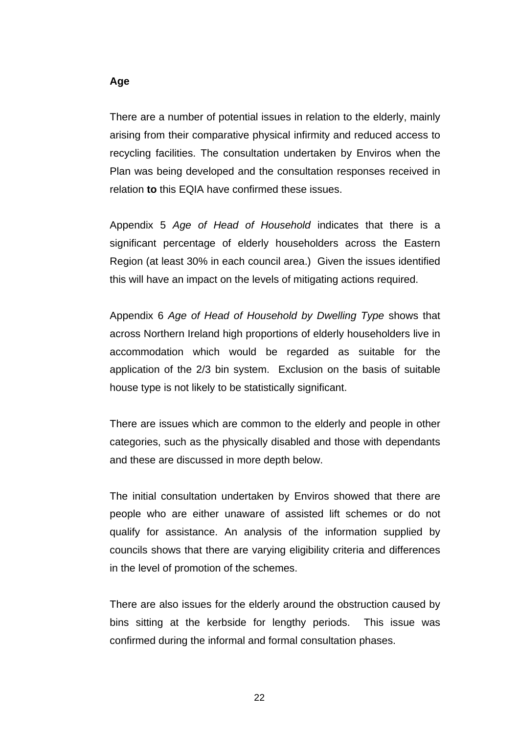**Age**

There are a number of potential issues in relation to the elderly, mainly arising from their comparative physical infirmity and reduced access to recycling facilities. The consultation undertaken by Enviros when the Plan was being developed and the consultation responses received in relation **to** this EQIA have confirmed these issues.

Appendix 5 *Age of Head of Household* indicates that there is a significant percentage of elderly householders across the Eastern Region (at least 30% in each council area.) Given the issues identified this will have an impact on the levels of mitigating actions required.

Appendix 6 *Age of Head of Household by Dwelling Type* shows that across Northern Ireland high proportions of elderly householders live in accommodation which would be regarded as suitable for the application of the 2/3 bin system. Exclusion on the basis of suitable house type is not likely to be statistically significant.

There are issues which are common to the elderly and people in other categories, such as the physically disabled and those with dependants and these are discussed in more depth below.

The initial consultation undertaken by Enviros showed that there are people who are either unaware of assisted lift schemes or do not qualify for assistance. An analysis of the information supplied by councils shows that there are varying eligibility criteria and differences in the level of promotion of the schemes.

There are also issues for the elderly around the obstruction caused by bins sitting at the kerbside for lengthy periods. This issue was confirmed during the informal and formal consultation phases.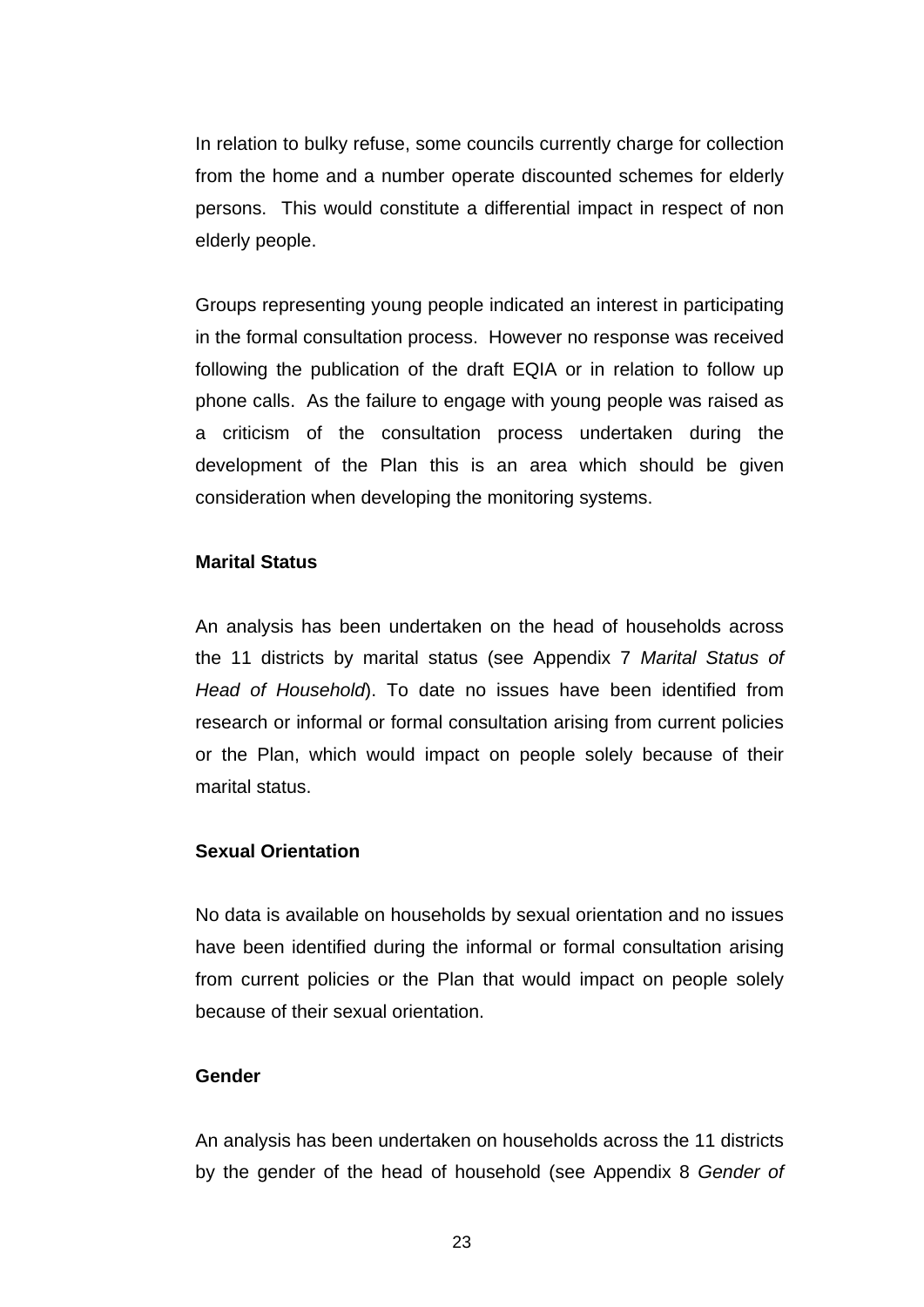In relation to bulky refuse, some councils currently charge for collection from the home and a number operate discounted schemes for elderly persons. This would constitute a differential impact in respect of non elderly people.

Groups representing young people indicated an interest in participating in the formal consultation process. However no response was received following the publication of the draft EQIA or in relation to follow up phone calls. As the failure to engage with young people was raised as a criticism of the consultation process undertaken during the development of the Plan this is an area which should be given consideration when developing the monitoring systems.

**Marital Status**

An analysis has been undertaken on the head of households across the 11 districts by marital status (see Appendix 7 *Marital Status of Head of Household*). To date no issues have been identified from research or informal or formal consultation arising from current policies or the Plan, which would impact on people solely because of their marital status.

**Sexual Orientation**

No data is available on households by sexual orientation and no issues have been identified during the informal or formal consultation arising from current policies or the Plan that would impact on people solely because of their sexual orientation.

**Gender**

An analysis has been undertaken on households across the 11 districts by the gender of the head of household (see Appendix 8 *Gender of*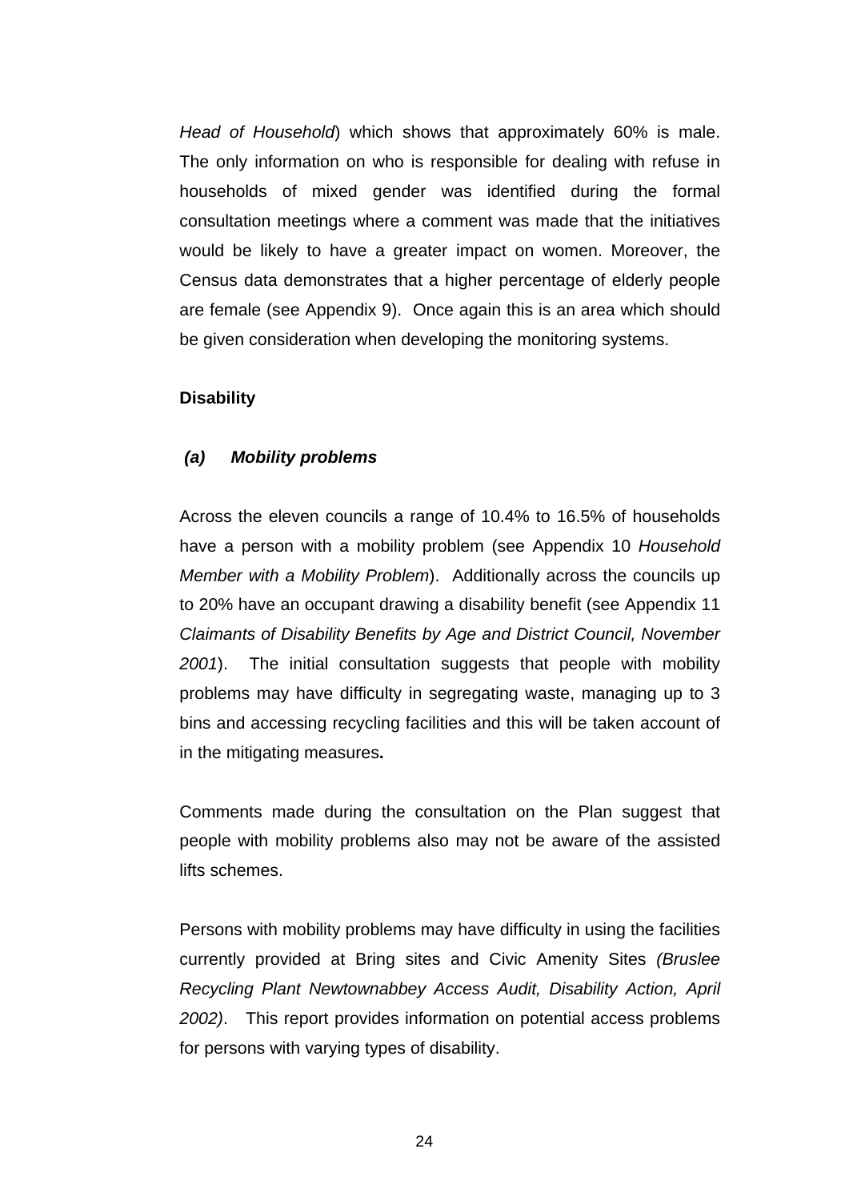*Head of Household*) which shows that approximately 60% is male. The only information on who is responsible for dealing with refuse in households of mixed gender was identified during the formal consultation meetings where a comment was made that the initiatives would be likely to have a greater impact on women. Moreover, the Census data demonstrates that a higher percentage of elderly people are female (see Appendix 9). Once again this is an area which should be given consideration when developing the monitoring systems.

**Disability**

***(a) Mobility problems***

Across the eleven councils a range of 10.4% to 16.5% of households have a person with a mobility problem (see Appendix 10 *Household Member with a Mobility Problem*). Additionally across the councils up to 20% have an occupant drawing a disability benefit (see Appendix 11 *Claimants of Disability Benefits by Age and District Council, November 2001*). The initial consultation suggests that people with mobility problems may have difficulty in segregating waste, managing up to 3 bins and accessing recycling facilities and this will be taken account of in the mitigating measures**.**

Comments made during the consultation on the Plan suggest that people with mobility problems also may not be aware of the assisted lifts schemes.

Persons with mobility problems may have difficulty in using the facilities currently provided at Bring sites and Civic Amenity Sites *(Bruslee Recycling Plant Newtownabbey Access Audit, Disability Action, April 2002)*. This report provides information on potential access problems for persons with varying types of disability.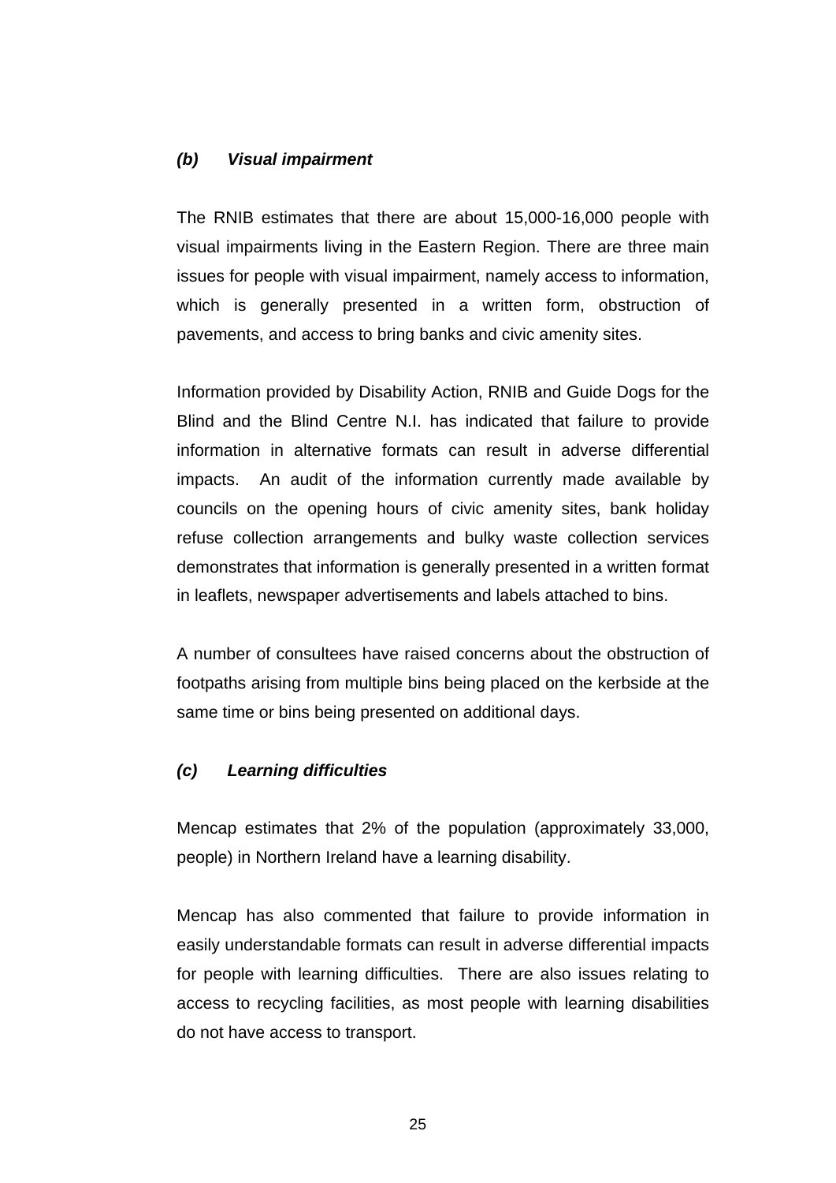### *(b) Visual impairment*

The RNIB estimates that there are about 15,000-16,000 people with visual impairments living in the Eastern Region. There are three main issues for people with visual impairment, namely access to information, which is generally presented in a written form, obstruction of pavements, and access to bring banks and civic amenity sites.

Information provided by Disability Action, RNIB and Guide Dogs for the Blind and the Blind Centre N.I. has indicated that failure to provide information in alternative formats can result in adverse differential impacts. An audit of the information currently made available by councils on the opening hours of civic amenity sites, bank holiday refuse collection arrangements and bulky waste collection services demonstrates that information is generally presented in a written format in leaflets, newspaper advertisements and labels attached to bins.

A number of consultees have raised concerns about the obstruction of footpaths arising from multiple bins being placed on the kerbside at the same time or bins being presented on additional days.

### *(c) Learning difficulties*

Mencap estimates that 2% of the population (approximately 33,000, people) in Northern Ireland have a learning disability.

Mencap has also commented that failure to provide information in easily understandable formats can result in adverse differential impacts for people with learning difficulties. There are also issues relating to access to recycling facilities, as most people with learning disabilities do not have access to transport.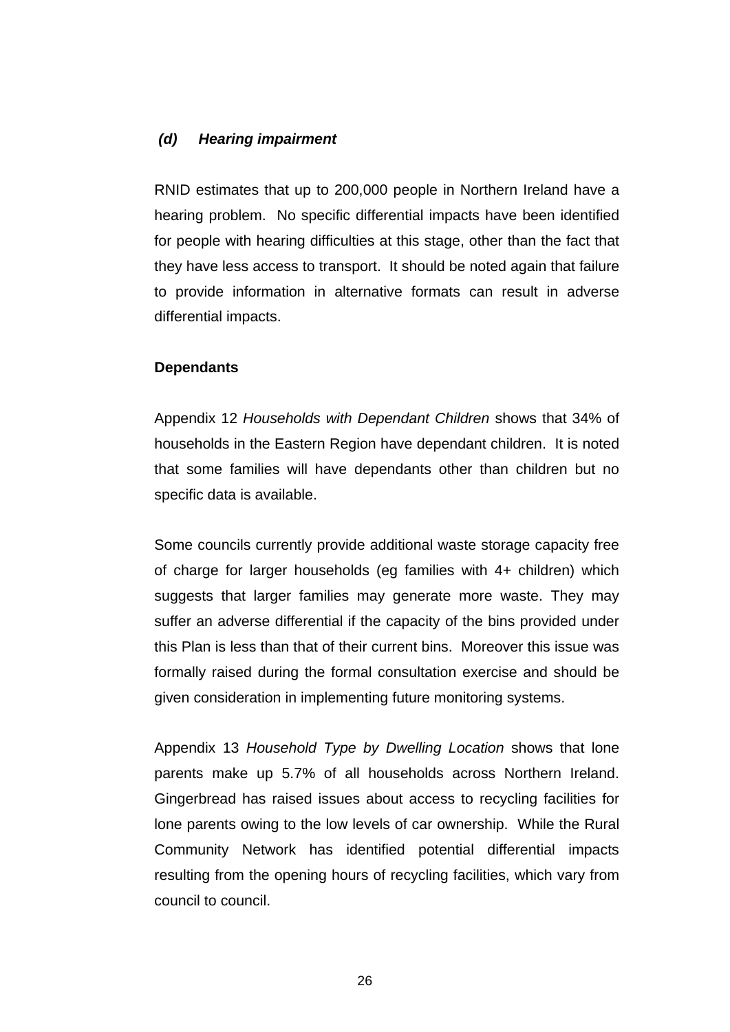***(d) Hearing impairment***

RNID estimates that up to 200,000 people in Northern Ireland have a hearing problem. No specific differential impacts have been identified for people with hearing difficulties at this stage, other than the fact that they have less access to transport. It should be noted again that failure to provide information in alternative formats can result in adverse differential impacts.

**Dependants**

Appendix 12 *Households with Dependant Children* shows that 34% of households in the Eastern Region have dependant children. It is noted that some families will have dependants other than children but no specific data is available.

Some councils currently provide additional waste storage capacity free of charge for larger households (eg families with 4+ children) which suggests that larger families may generate more waste. They may suffer an adverse differential if the capacity of the bins provided under this Plan is less than that of their current bins. Moreover this issue was formally raised during the formal consultation exercise and should be given consideration in implementing future monitoring systems.

Appendix 13 *Household Type by Dwelling Location* shows that lone parents make up 5.7% of all households across Northern Ireland. Gingerbread has raised issues about access to recycling facilities for lone parents owing to the low levels of car ownership. While the Rural Community Network has identified potential differential impacts resulting from the opening hours of recycling facilities, which vary from council to council.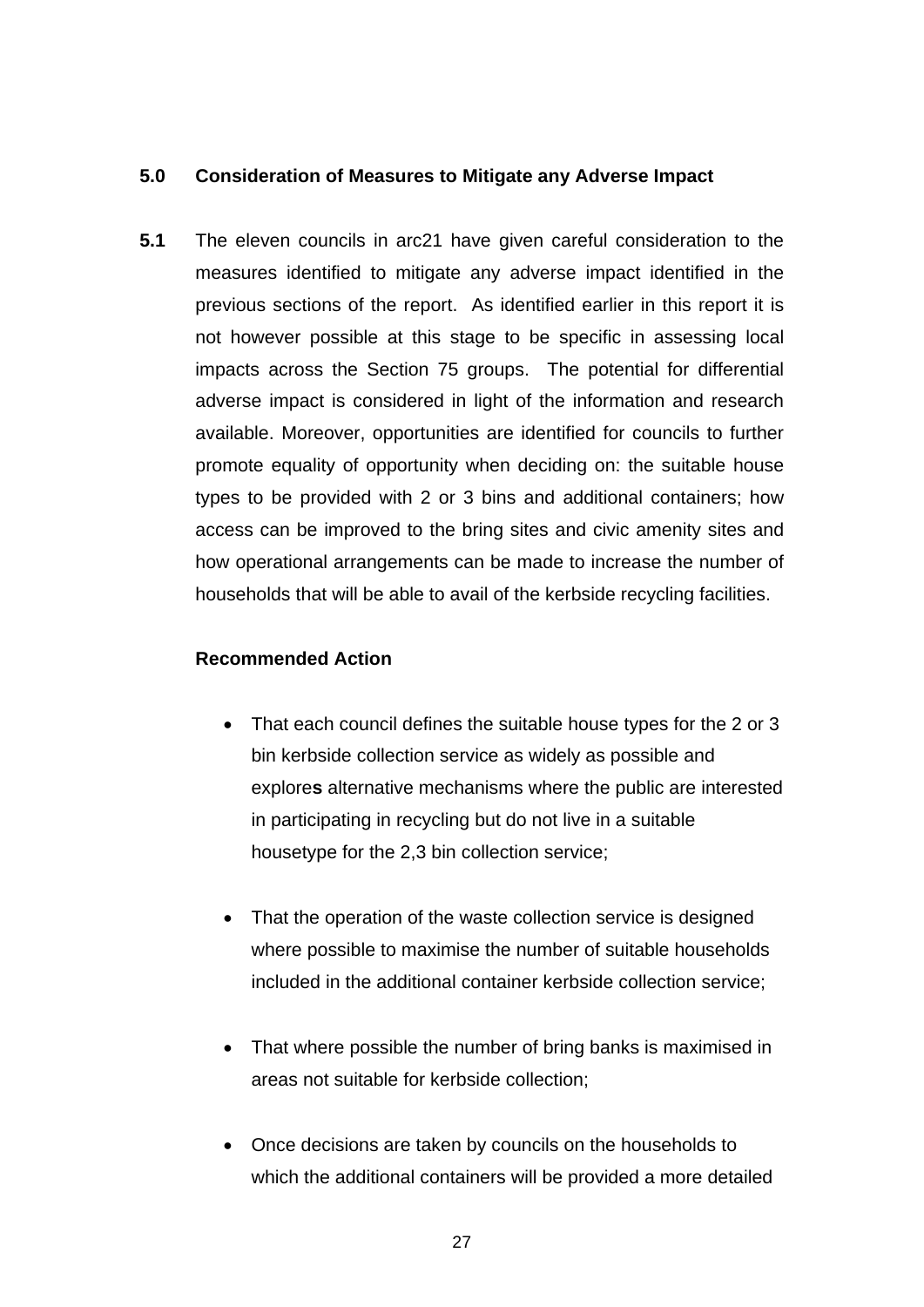## 5.0 Consideration of Measures to Mitigate any Adverse Impact

**5.1** The eleven councils in arc21 have given careful consideration to the measures identified to mitigate any adverse impact identified in the previous sections of the report. As identified earlier in this report it is not however possible at this stage to be specific in assessing local impacts across the Section 75 groups. The potential for differential adverse impact is considered in light of the information and research available. Moreover, opportunities are identified for councils to further promote equality of opportunity when deciding on: the suitable house types to be provided with 2 or 3 bins and additional containers; how access can be improved to the bring sites and civic amenity sites and how operational arrangements can be made to increase the number of households that will be able to avail of the kerbside recycling facilities.

**Recommended Action**

- That each council defines the suitable house types for the 2 or 3 bin kerbside collection service as widely as possible and explore**s** alternative mechanisms where the public are interested in participating in recycling but do not live in a suitable housetype for the 2,3 bin collection service;

- That the operation of the waste collection service is designed where possible to maximise the number of suitable households included in the additional container kerbside collection service;

- That where possible the number of bring banks is maximised in areas not suitable for kerbside collection;

- Once decisions are taken by councils on the households to which the additional containers will be provided a more detailed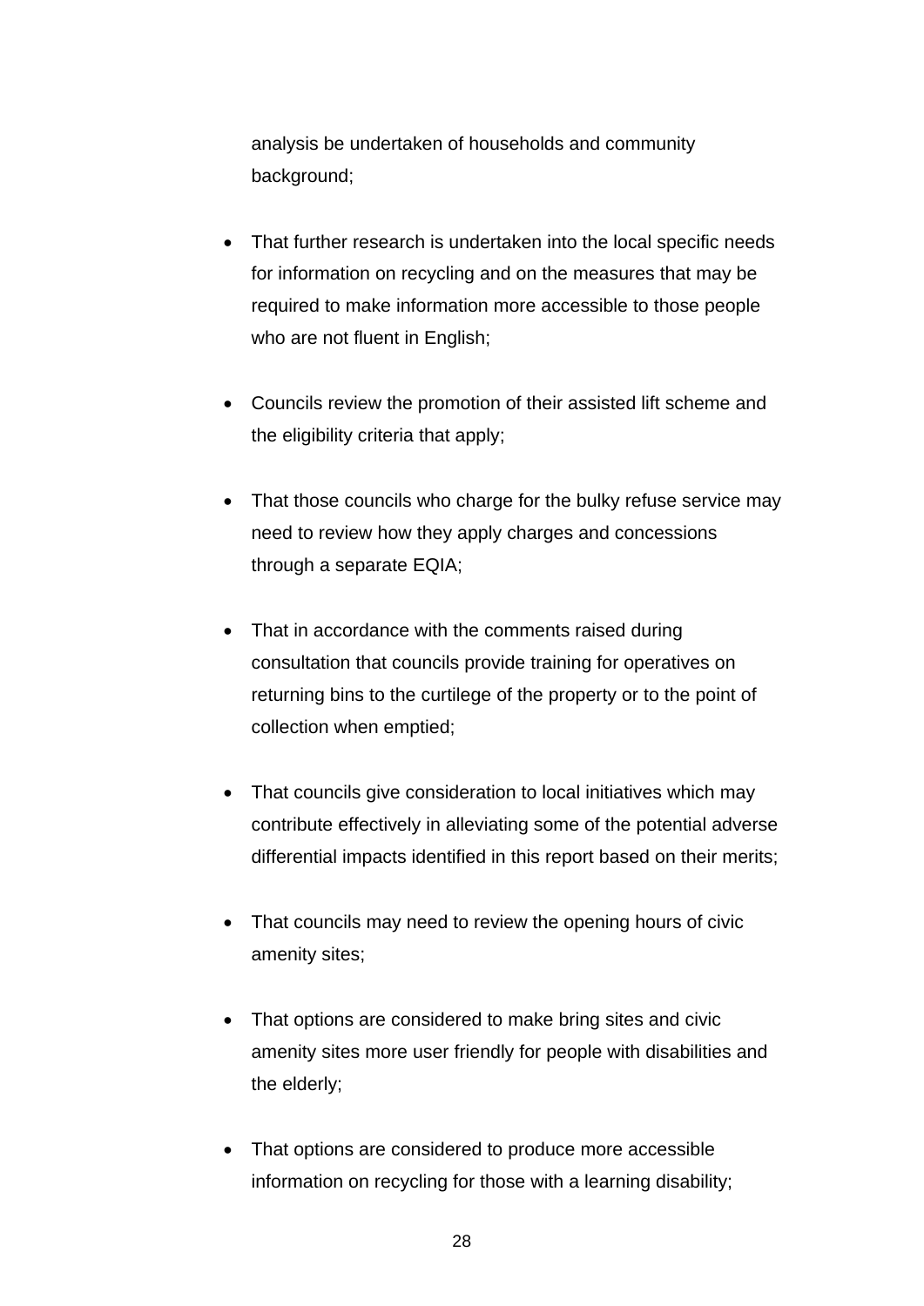analysis be undertaken of households and community background;

- That further research is undertaken into the local specific needs for information on recycling and on the measures that may be required to make information more accessible to those people who are not fluent in English;

- Councils review the promotion of their assisted lift scheme and the eligibility criteria that apply;

- That those councils who charge for the bulky refuse service may need to review how they apply charges and concessions through a separate EQIA;

- That in accordance with the comments raised during consultation that councils provide training for operatives on returning bins to the curtilege of the property or to the point of collection when emptied;

- That councils give consideration to local initiatives which may contribute effectively in alleviating some of the potential adverse differential impacts identified in this report based on their merits;

- That councils may need to review the opening hours of civic amenity sites;

- That options are considered to make bring sites and civic amenity sites more user friendly for people with disabilities and the elderly;

- That options are considered to produce more accessible information on recycling for those with a learning disability;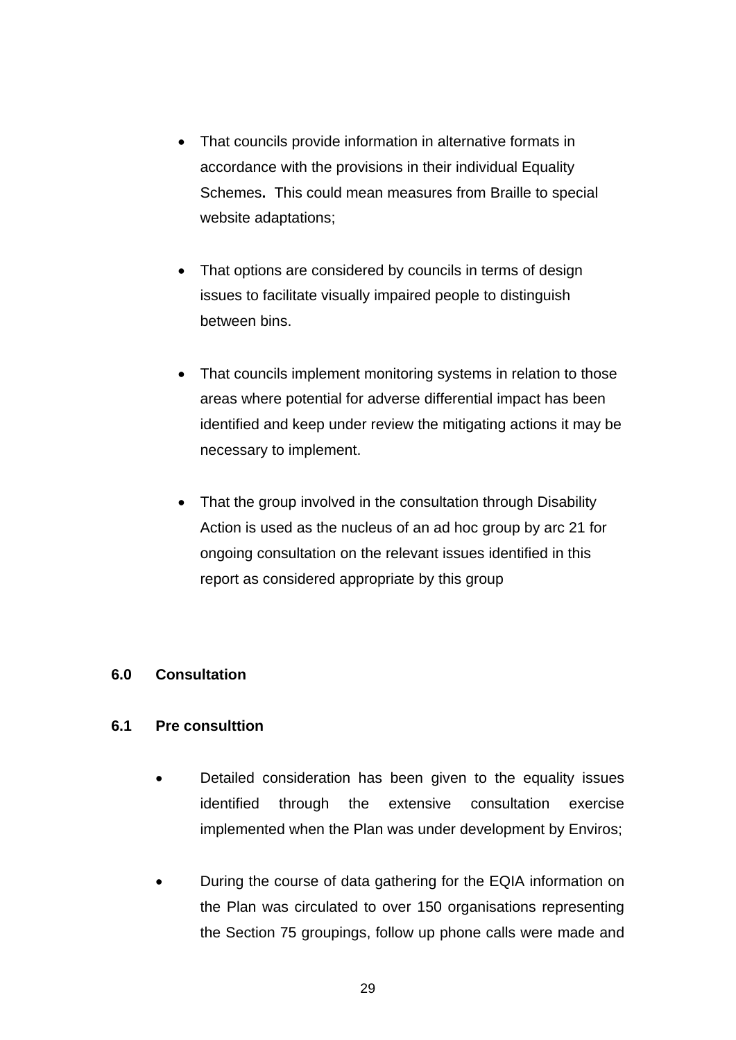- That councils provide information in alternative formats in accordance with the provisions in their individual Equality Schemes**.** This could mean measures from Braille to special website adaptations;

- That options are considered by councils in terms of design issues to facilitate visually impaired people to distinguish between bins.

- That councils implement monitoring systems in relation to those areas where potential for adverse differential impact has been identified and keep under review the mitigating actions it may be necessary to implement.

- That the group involved in the consultation through Disability Action is used as the nucleus of an ad hoc group by arc 21 for ongoing consultation on the relevant issues identified in this report as considered appropriate by this group

## 6.0 Consultation

### 6.1 Pre consulttion

- Detailed consideration has been given to the equality issues identified through the extensive consultation exercise implemented when the Plan was under development by Enviros;

- During the course of data gathering for the EQIA information on the Plan was circulated to over 150 organisations representing the Section 75 groupings, follow up phone calls were made and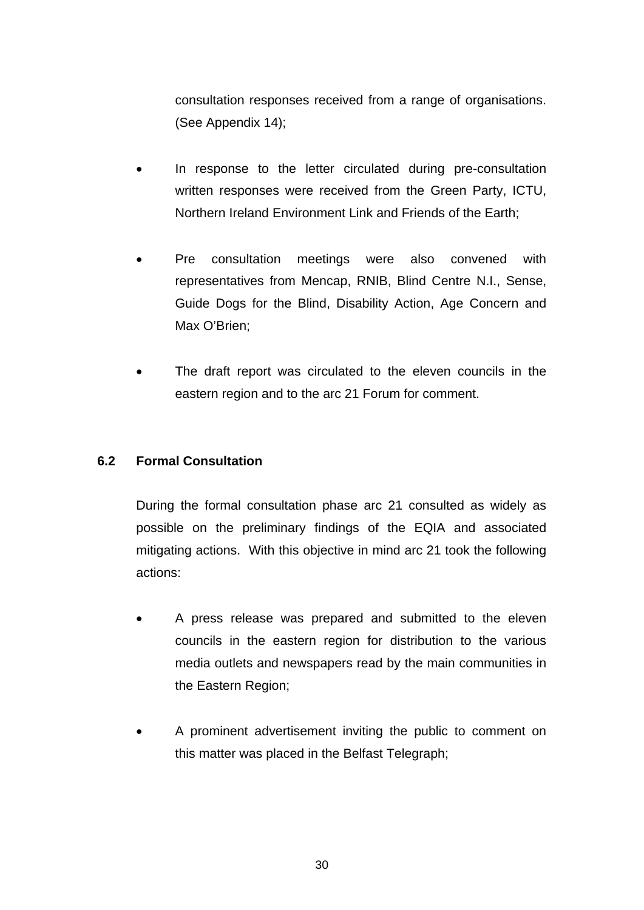consultation responses received from a range of organisations. (See Appendix 14);

- In response to the letter circulated during pre-consultation written responses were received from the Green Party, ICTU, Northern Ireland Environment Link and Friends of the Earth;

- Pre consultation meetings were also convened with representatives from Mencap, RNIB, Blind Centre N.I., Sense, Guide Dogs for the Blind, Disability Action, Age Concern and Max O'Brien;

- The draft report was circulated to the eleven councils in the eastern region and to the arc 21 Forum for comment.

### 6.2 Formal Consultation

During the formal consultation phase arc 21 consulted as widely as possible on the preliminary findings of the EQIA and associated mitigating actions. With this objective in mind arc 21 took the following actions:

- A press release was prepared and submitted to the eleven councils in the eastern region for distribution to the various media outlets and newspapers read by the main communities in the Eastern Region;

- A prominent advertisement inviting the public to comment on this matter was placed in the Belfast Telegraph;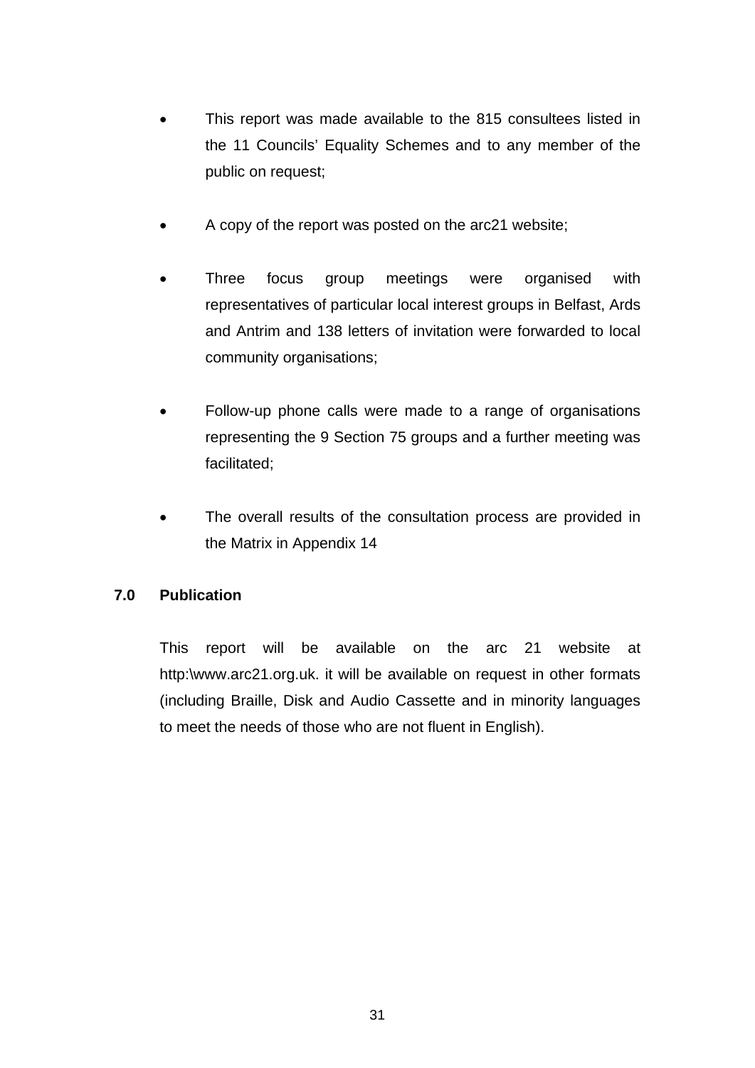- This report was made available to the 815 consultees listed in the 11 Councils' Equality Schemes and to any member of the public on request;

- A copy of the report was posted on the arc21 website;

- Three focus group meetings were organised with representatives of particular local interest groups in Belfast, Ards and Antrim and 138 letters of invitation were forwarded to local community organisations;

- Follow-up phone calls were made to a range of organisations representing the 9 Section 75 groups and a further meeting was facilitated;

- The overall results of the consultation process are provided in the Matrix in Appendix 14

## 7.0 Publication

This report will be available on the arc 21 website at http:\www.arc21.org.uk. it will be available on request in other formats (including Braille, Disk and Audio Cassette and in minority languages to meet the needs of those who are not fluent in English).